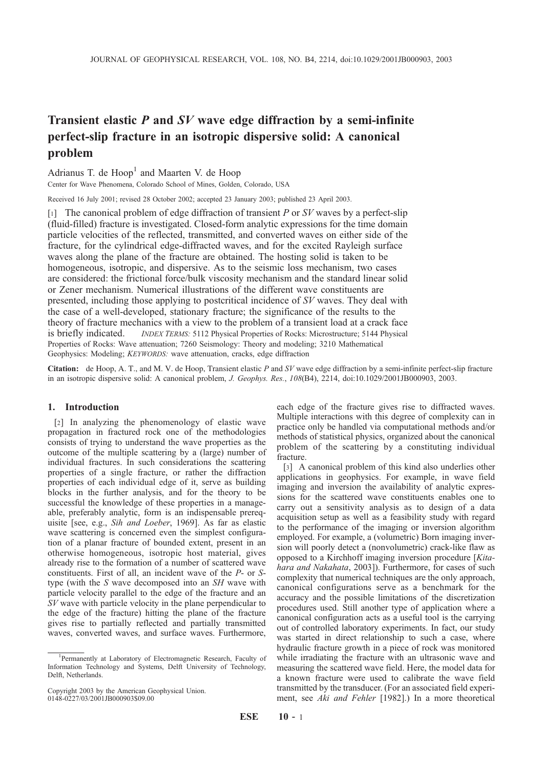# Transient elastic *P* and *SV* wave edge diffraction by a semi-infinite perfect-slip fracture in an isotropic dispersive solid: A canonical problem

Adrianus T. de Hoop[1] and Maarten V. de Hoop

Center for Wave Phenomena, Colorado School of Mines, Golden, Colorado, USA

Received 16 July 2001; revised 28 October 2002; accepted 23 January 2003; published 23 April 2003.

[1] The canonical problem of edge diffraction of transient *P* or *SV* waves by a perfect-slip (fluid-filled) fracture is investigated. Closed-form analytic expressions for the time domain particle velocities of the reflected, transmitted, and converted waves on either side of the fracture, for the cylindrical edge-diffracted waves, and for the excited Rayleigh surface waves along the plane of the fracture are obtained. The hosting solid is taken to be homogeneous, isotropic, and dispersive. As to the seismic loss mechanism, two cases are considered: the frictional force/bulk viscosity mechanism and the standard linear solid or Zener mechanism. Numerical illustrations of the different wave constituents are presented, including those applying to postcritical incidence of *SV* waves. They deal with the case of a well-developed, stationary fracture; the significance of the results to the theory of fracture mechanics with a view to the problem of a transient load at a crack face is briefly indicated. *INDEX TERMS:* 5112 Physical Properties of Rocks: Microstructure; 5144 Physical Properties of Rocks: Wave attenuation; 7260 Seismology: Theory and modeling; 3210 Mathematical Geophysics: Modeling; *KEYWORDS:* wave attenuation, cracks, edge diffraction

**Citation:** de Hoop, A. T., and M. V. de Hoop, Transient elastic *P* and *SV* wave edge diffraction by a semi-infinite perfect-slip fracture in an isotropic dispersive solid: A canonical problem, *J. Geophys. Res.*, *108*(B4), 2214, doi:10.1029/2001JB000903, 2003.

## 1. Introduction

[2] In analyzing the phenomenology of elastic wave propagation in fractured rock one of the methodologies consists of trying to understand the wave properties as the outcome of the multiple scattering by a (large) number of individual fractures. In such considerations the scattering properties of a single fracture, or rather the diffraction properties of each individual edge of it, serve as building blocks in the further analysis, and for the theory to be successful the knowledge of these properties in a manageable, preferably analytic, form is an indispensable prerequisite [see, e.g., *Sih and Loeber*, 1969]. As far as elastic wave scattering is concerned even the simplest configuration of a planar fracture of bounded extent, present in an otherwise homogeneous, isotropic host material, gives already rise to the formation of a number of scattered wave constituents. First of all, an incident wave of the *P*- or *S*-type (with the *S* wave decomposed into an *SH* wave with particle velocity parallel to the edge of the fracture and an *SV* wave with particle velocity in the plane perpendicular to the edge of the fracture) hitting the plane of the fracture gives rise to partially reflected and partially transmitted waves, converted waves, and surface waves. Furthermore, each edge of the fracture gives rise to diffracted waves. Multiple interactions with this degree of complexity can in practice only be handled via computational methods and/or methods of statistical physics, organized about the canonical problem of the scattering by a constituting individual fracture.

[3] A canonical problem of this kind also underlies other applications in geophysics. For example, in wave field imaging and inversion the availability of analytic expressions for the scattered wave constituents enables one to carry out a sensitivity analysis as to design of a data acquisition setup as well as a feasibility study with regard to the performance of the imaging or inversion algorithm employed. For example, a (volumetric) Born imaging inversion will poorly detect a (nonvolumetric) crack-like flaw as opposed to a Kirchhoff imaging inversion procedure [*Kitahara and Nakahata*, 2003]). Furthermore, for cases of such complexity that numerical techniques are the only approach, canonical configurations serve as a benchmark for the accuracy and the possible limitations of the discretization procedures used. Still another type of application where a canonical configuration acts as a useful tool is the carrying out of controlled laboratory experiments. In fact, our study was started in direct relationship to such a case, where hydraulic fracture growth in a piece of rock was monitored while irradiating the fracture with an ultrasonic wave and measuring the scattered wave field. Here, the model data for a known fracture were used to calibrate the wave field transmitted by the transducer. (For an associated field experiment, see *Aki and Fehler* [1982].) In a more theoretical

[1]Permanently at Laboratory of Electromagnetic Research, Faculty of Information Technology and Systems, Delft University of Technology, Delft, Netherlands.

Copyright 2003 by the American Geophysical Union.
0148-0227/03/2001JB000903$09.00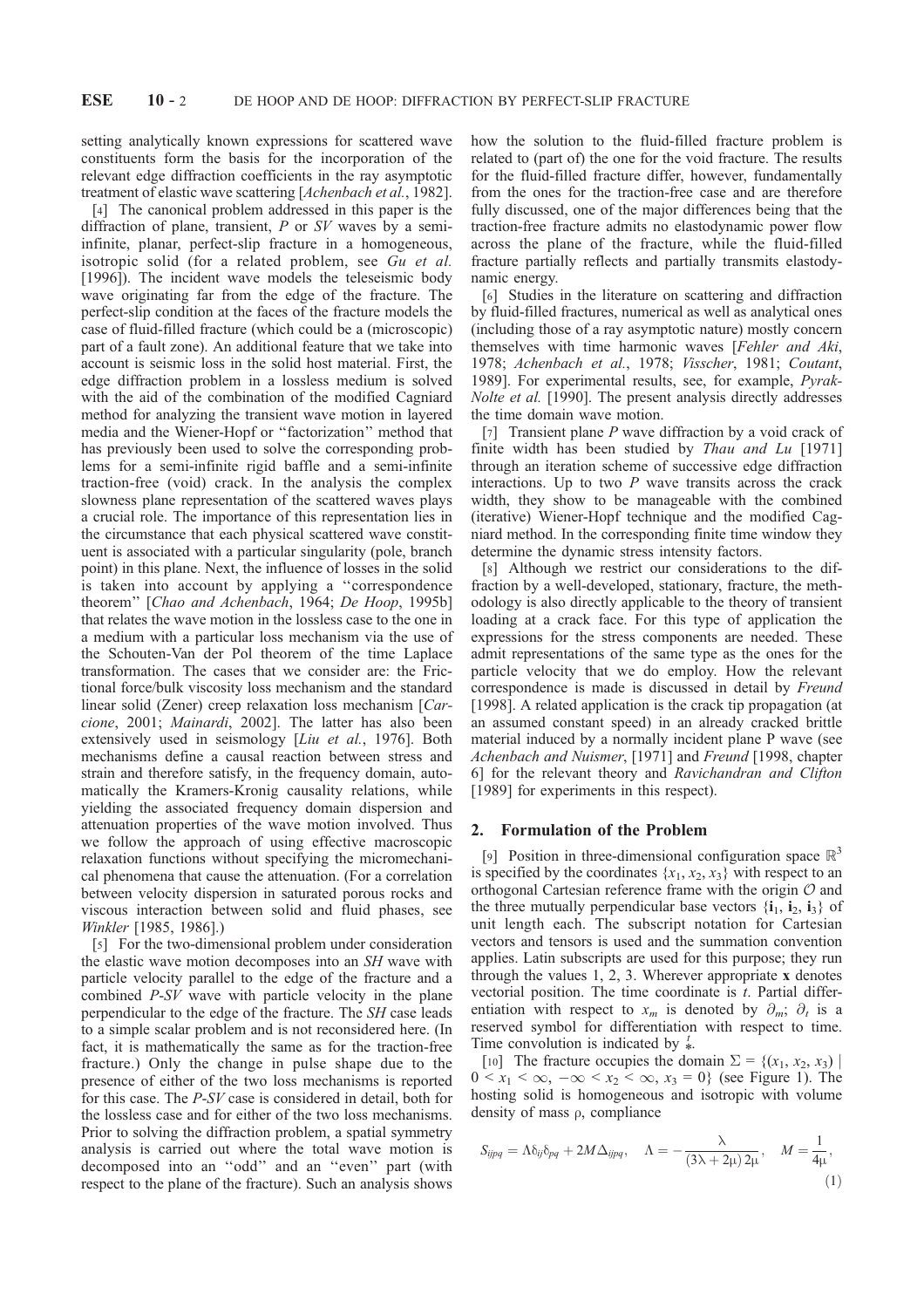setting analytically known expressions for scattered wave constituents form the basis for the incorporation of the relevant edge diffraction coefficients in the ray asymptotic treatment of elastic wave scattering [*Achenbach et al.*, 1982].

[4] The canonical problem addressed in this paper is the diffraction of plane, transient, *P* or *SV* waves by a semi-infinite, planar, perfect-slip fracture in a homogeneous, isotropic solid (for a related problem, see *Gu et al.* [1996]). The incident wave models the teleseismic body wave originating far from the edge of the fracture. The perfect-slip condition at the faces of the fracture models the case of fluid-filled fracture (which could be a (microscopic) part of a fault zone). An additional feature that we take into account is seismic loss in the solid host material. First, the edge diffraction problem in a lossless medium is solved with the aid of the combination of the modified Cagniard method for analyzing the transient wave motion in layered media and the Wiener-Hopf or "factorization" method that has previously been used to solve the corresponding problems for a semi-infinite rigid baffle and a semi-infinite traction-free (void) crack. In the analysis the complex slowness plane representation of the scattered waves plays a crucial role. The importance of this representation lies in the circumstance that each physical scattered wave constituent is associated with a particular singularity (pole, branch point) in this plane. Next, the influence of losses in the solid is taken into account by applying a "correspondence theorem" [*Chao and Achenbach*, 1964; *De Hoop*, 1995b] that relates the wave motion in the lossless case to the one in a medium with a particular loss mechanism via the use of the Schouten-Van der Pol theorem of the time Laplace transformation. The cases that we consider are: the Frictional force/bulk viscosity loss mechanism and the standard linear solid (Zener) creep relaxation loss mechanism [*Carcione*, 2001; *Mainardi*, 2002]. The latter has also been extensively used in seismology [*Liu et al.*, 1976]. Both mechanisms define a causal reaction between stress and strain and therefore satisfy, in the frequency domain, automatically the Kramers-Kronig causality relations, while yielding the associated frequency domain dispersion and attenuation properties of the wave motion involved. Thus we follow the approach of using effective macroscopic relaxation functions without specifying the micromechanical phenomena that cause the attenuation. (For a correlation between velocity dispersion in saturated porous rocks and viscous interaction between solid and fluid phases, see *Winkler* [1985, 1986].)

[5] For the two-dimensional problem under consideration the elastic wave motion decomposes into an *SH* wave with particle velocity parallel to the edge of the fracture and a combined *P-SV* wave with particle velocity in the plane perpendicular to the edge of the fracture. The *SH* case leads to a simple scalar problem and is not reconsidered here. (In fact, it is mathematically the same as for the traction-free fracture.) Only the change in pulse shape due to the presence of either of the two loss mechanisms is reported for this case. The *P-SV* case is considered in detail, both for the lossless case and for either of the two loss mechanisms. Prior to solving the diffraction problem, a spatial symmetry analysis is carried out where the total wave motion is decomposed into an "odd" and an "even" part (with respect to the plane of the fracture). Such an analysis shows how the solution to the fluid-filled fracture problem is related to (part of) the one for the void fracture. The results for the fluid-filled fracture differ, however, fundamentally from the ones for the traction-free case and are therefore fully discussed, one of the major differences being that the traction-free fracture admits no elastodynamic power flow across the plane of the fracture, while the fluid-filled fracture partially reflects and partially transmits elastodynamic energy.

[6] Studies in the literature on scattering and diffraction by fluid-filled fractures, numerical as well as analytical ones (including those of a ray asymptotic nature) mostly concern themselves with time harmonic waves [*Fehler and Aki*, 1978; *Achenbach et al.*, 1978; *Visscher*, 1981; *Coutant*, 1989]. For experimental results, see, for example, *Pyrak-Nolte et al.* [1990]. The present analysis directly addresses the time domain wave motion.

[7] Transient plane *P* wave diffraction by a void crack of finite width has been studied by *Thau and Lu* [1971] through an iteration scheme of successive edge diffraction interactions. Up to two *P* wave transits across the crack width, they show to be manageable with the combined (iterative) Wiener-Hopf technique and the modified Cagniard method. In the corresponding finite time window they determine the dynamic stress intensity factors.

[8] Although we restrict our considerations to the diffraction by a well-developed, stationary, fracture, the methodology is also directly applicable to the theory of transient loading at a crack face. For this type of application the expressions for the stress components are needed. These admit representations of the same type as the ones for the particle velocity that we do employ. How the relevant correspondence is made is discussed in detail by *Freund* [1998]. A related application is the crack tip propagation (at an assumed constant speed) in an already cracked brittle material induced by a normally incident plane P wave (see *Achenbach and Nuismer*, [1971] and *Freund* [1998, chapter 6] for the relevant theory and *Ravichandran and Clifton* [1989] for experiments in this respect).

## 2. Formulation of the Problem

[9] Position in three-dimensional configuration space $\mathbb{R}^3$ is specified by the coordinates $\{x_1, x_2, x_3\}$ with respect to an orthogonal Cartesian reference frame with the origin $\mathcal{O}$ and the three mutually perpendicular base vectors $\{\mathbf{i}_1, \mathbf{i}_2, \mathbf{i}_3\}$ of unit length each. The subscript notation for Cartesian vectors and tensors is used and the summation convention applies. Latin subscripts are used for this purpose; they run through the values 1, 2, 3. Wherever appropriate $\mathbf{x}$ denotes vectorial position. The time coordinate is $t$. Partial differentiation with respect to $x_m$ is denoted by $\partial_m$; $\partial_t$ is a reserved symbol for differentiation with respect to time. Time convolution is indicated by $\overset{t}{*}$.

[10] The fracture occupies the domain $\Sigma = \{(x_1, x_2, x_3) \mid 0 < x_1 < \infty, -\infty < x_2 < \infty, x_3 = 0\}$ (see Figure 1). The hosting solid is homogeneous and isotropic with volume density of mass $\rho$, compliance

$$S_{ijpq} = \Lambda\delta_{ij}\delta_{pq} + 2M\Delta_{ijpq}, \quad \Lambda = -\frac{\lambda}{(3\lambda + 2\mu)\,2\mu}, \quad M = \frac{1}{4\mu}, \tag{1}$$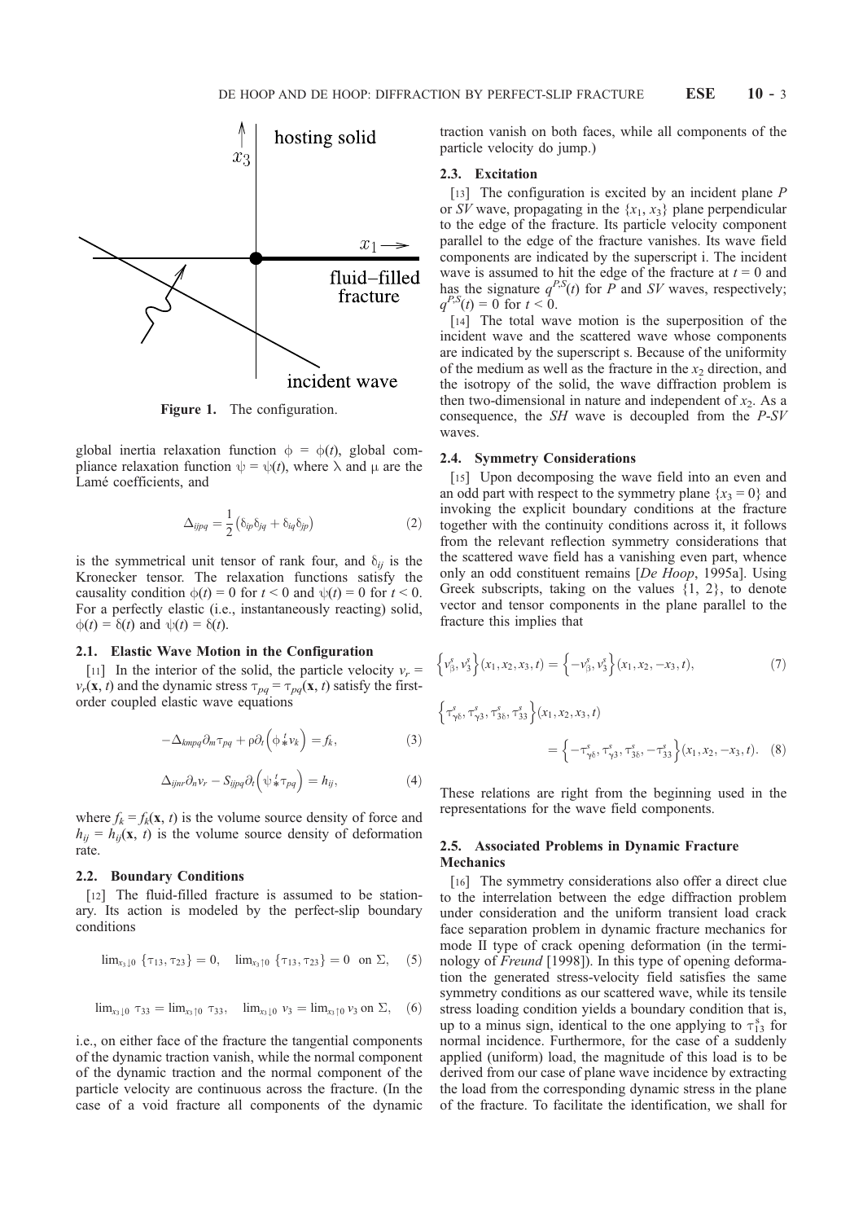**Figure 1.** The configuration.

global inertia relaxation function $\phi = \phi(t)$, global compliance relaxation function $\psi = \psi(t)$, where $\lambda$ and $\mu$ are the Lamé coefficients, and

$$\Delta_{ijpq} = \frac{1}{2}\left(\delta_{ip}\delta_{jq} + \delta_{iq}\delta_{jp}\right) \tag{2}$$

is the symmetrical unit tensor of rank four, and $\delta_{ij}$ is the Kronecker tensor. The relaxation functions satisfy the causality condition $\phi(t) = 0$ for $t < 0$ and $\psi(t) = 0$ for $t < 0$. For a perfectly elastic (i.e., instantaneously reacting) solid, $\phi(t) = \delta(t)$ and $\psi(t) = \delta(t)$.

### 2.1. Elastic Wave Motion in the Configuration

[11] In the interior of the solid, the particle velocity $v_r = v_r(\mathbf{x}, t)$ and the dynamic stress $\tau_{pq} = \tau_{pq}(\mathbf{x}, t)$ satisfy the first-order coupled elastic wave equations

$$-\Delta_{kmpq}\partial_m\tau_{pq} + \rho\partial_t\left(\phi \overset{t}{*} v_k\right) = f_k, \tag{3}$$

$$\Delta_{ijnr}\partial_n v_r - S_{ijpq}\partial_t\left(\psi \overset{t}{*} \tau_{pq}\right) = h_{ij}, \tag{4}$$

where $f_k = f_k(\mathbf{x}, t)$ is the volume source density of force and $h_{ij} = h_{ij}(\mathbf{x}, t)$ is the volume source density of deformation rate.

### 2.2. Boundary Conditions

[12] The fluid-filled fracture is assumed to be stationary. Its action is modeled by the perfect-slip boundary conditions

$$\lim_{x_3 \downarrow 0}\{\tau_{13}, \tau_{23}\} = 0, \quad \lim_{x_3 \uparrow 0}\{\tau_{13}, \tau_{23}\} = 0 \quad \text{on } \Sigma, \tag{5}$$

$$\lim_{x_3 \downarrow 0}\tau_{33} = \lim_{x_3 \uparrow 0}\tau_{33}, \quad \lim_{x_3 \downarrow 0} v_3 = \lim_{x_3 \uparrow 0} v_3 \text{ on } \Sigma, \tag{6}$$

i.e., on either face of the fracture the tangential components of the dynamic traction vanish, while the normal component of the dynamic traction and the normal component of the particle velocity are continuous across the fracture. (In the case of a void fracture all components of the dynamic traction vanish on both faces, while all components of the particle velocity do jump.)

### 2.3. Excitation

[13] The configuration is excited by an incident plane *P* or *SV* wave, propagating in the $\{x_1, x_3\}$ plane perpendicular to the edge of the fracture. Its particle velocity component parallel to the edge of the fracture vanishes. Its wave field components are indicated by the superscript i. The incident wave is assumed to hit the edge of the fracture at $t = 0$ and has the signature $q^{P,S}(t)$ for *P* and *SV* waves, respectively; $q^{P,S}(t) = 0$ for $t < 0$.

[14] The total wave motion is the superposition of the incident wave and the scattered wave whose components are indicated by the superscript s. Because of the uniformity of the medium as well as the fracture in the $x_2$ direction, and the isotropy of the solid, the wave diffraction problem is then two-dimensional in nature and independent of $x_2$. As a consequence, the *SH* wave is decoupled from the *P-SV* waves.

### 2.4. Symmetry Considerations

[15] Upon decomposing the wave field into an even and an odd part with respect to the symmetry plane $\{x_3 = 0\}$ and invoking the explicit boundary conditions at the fracture together with the continuity conditions across it, it follows from the relevant reflection symmetry considerations that the scattered wave field has a vanishing even part, whence only an odd constituent remains [*De Hoop*, 1995a]. Using Greek subscripts, taking on the values {1, 2}, to denote vector and tensor components in the plane parallel to the fracture this implies that

$$\left\{v^s_\beta, v^s_3\right\}(x_1, x_2, x_3, t) = \left\{-v^s_\beta, v^s_3\right\}(x_1, x_2, -x_3, t), \tag{7}$$

$$\left\{\tau^s_{\gamma\delta}, \tau^s_{\gamma 3}, \tau^s_{3\delta}, \tau^s_{33}\right\}(x_1, x_2, x_3, t) = \left\{-\tau^s_{\gamma\delta}, \tau^s_{\gamma 3}, \tau^s_{3\delta}, -\tau^s_{33}\right\}(x_1, x_2, -x_3, t). \tag{8}$$

These relations are right from the beginning used in the representations for the wave field components.

### 2.5. Associated Problems in Dynamic Fracture Mechanics

[16] The symmetry considerations also offer a direct clue to the interrelation between the edge diffraction problem under consideration and the uniform transient load crack face separation problem in dynamic fracture mechanics for mode II type of crack opening deformation (in the terminology of *Freund* [1998]). In this type of opening deformation the generated stress-velocity field satisfies the same symmetry conditions as our scattered wave, while its tensile stress loading condition yields a boundary condition that is, up to a minus sign, identical to the one applying to $\tau^s_{13}$ for normal incidence. Furthermore, for the case of a suddenly applied (uniform) load, the magnitude of this load is to be derived from our case of plane wave incidence by extracting the load from the corresponding dynamic stress in the plane of the fracture. To facilitate the identification, we shall for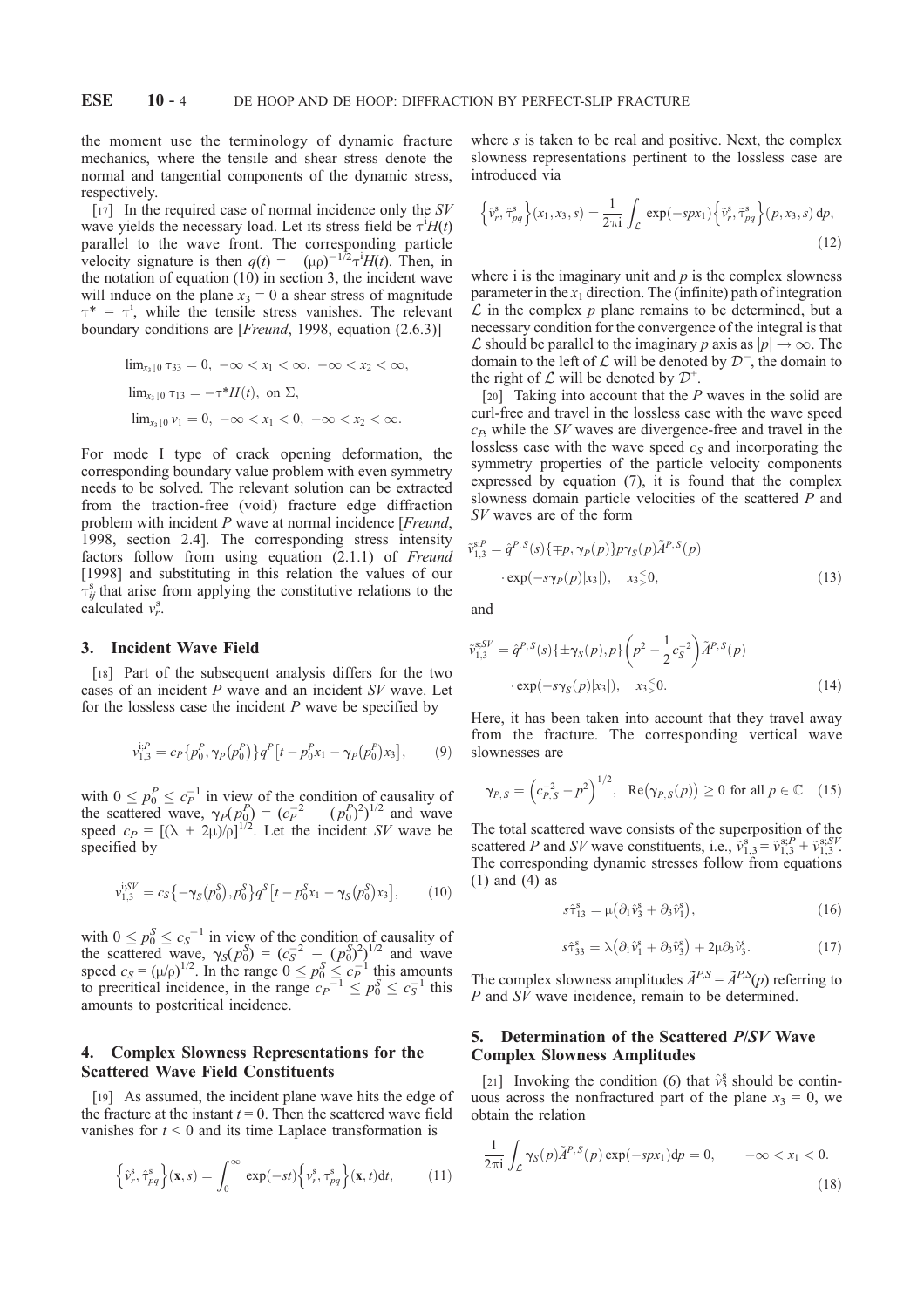the moment use the terminology of dynamic fracture mechanics, where the tensile and shear stress denote the normal and tangential components of the dynamic stress, respectively.

[17] In the required case of normal incidence only the *SV* wave yields the necessary load. Let its stress field be $\tau^{\rm i}H(t)$ parallel to the wave front. The corresponding particle velocity signature is then $q(t) = -(\mu\rho)^{-1/2}\tau^{\rm i}H(t)$. Then, in the notation of equation (10) in section 3, the incident wave will induce on the plane $x_3 = 0$ a shear stress of magnitude $\tau^* = \tau^{\rm i}$, while the tensile stress vanishes. The relevant boundary conditions are [*Freund*, 1998, equation (2.6.3)]

$$\lim_{x_3\downarrow 0}\tau_{33} = 0,\ -\infty < x_1 < \infty,\ -\infty < x_2 < \infty,$$

$$\lim_{x_3\downarrow 0}\tau_{13} = -\tau^* H(t),\ \text{on}\ \Sigma,$$

$$\lim_{x_3\downarrow 0} v_1 = 0,\ -\infty < x_1 < 0,\ -\infty < x_2 < \infty.$$

For mode I type of crack opening deformation, the corresponding boundary value problem with even symmetry needs to be solved. The relevant solution can be extracted from the traction-free (void) fracture edge diffraction problem with incident *P* wave at normal incidence [*Freund*, 1998, section 2.4]. The corresponding stress intensity factors follow from using equation (2.1.1) of *Freund* [1998] and substituting in this relation the values of our $\tau^{\rm s}_{ij}$ that arise from applying the constitutive relations to the calculated $v^{\rm s}_r$.

## 3. Incident Wave Field

[18] Part of the subsequent analysis differs for the two cases of an incident *P* wave and an incident *SV* wave. Let for the lossless case the incident *P* wave be specified by

$$v^{{\rm i};P}_{1,3} = c_P\left\{p^P_0, \gamma_P\left(p^P_0\right)\right\}q^P\left[t - p^P_0 x_1 - \gamma_P\left(p^P_0\right)x_3\right], \tag{9}$$

with $0 \le p^P_0 \le c_P^{-1}$ in view of the condition of causality of the scattered wave, $\gamma_P(p^P_0) = (c_P^{-2} - (p^P_0)^2)^{1/2}$ and wave speed $c_P = [(\lambda + 2\mu)/\rho]^{1/2}$. Let the incident *SV* wave be specified by

$$v^{{\rm i};SV}_{1,3} = c_S\left\{-\gamma_S\left(p^S_0\right), p^S_0\right\}q^S\left[t - p^S_0 x_1 - \gamma_S\left(p^S_0\right)x_3\right], \tag{10}$$

with $0 \le p^S_0 \le c_S^{-1}$ in view of the condition of causality of the scattered wave, $\gamma_S(p^S_0) = (c_S^{-2} - (p^S_0)^2)^{1/2}$ and wave speed $c_S = (\mu/\rho)^{1/2}$. In the range $0 \le p^S_0 \le c_P^{-1}$ this amounts to precritical incidence, in the range $c_P^{-1} \le p^S_0 \le c_S^{-1}$ this amounts to postcritical incidence.

## 4. Complex Slowness Representations for the Scattered Wave Field Constituents

[19] As assumed, the incident plane wave hits the edge of the fracture at the instant $t = 0$. Then the scattered wave field vanishes for $t < 0$ and its time Laplace transformation is

$$\left\{\hat{v}^{\rm s}_r, \hat{\tau}^{\rm s}_{pq}\right\}(\mathbf{x}, s) = \int_0^\infty \exp(-st)\left\{v^{\rm s}_r, \tau^{\rm s}_{pq}\right\}(\mathbf{x}, t)\,{\rm d}t, \tag{11}$$

where $s$ is taken to be real and positive. Next, the complex slowness representations pertinent to the lossless case are introduced via

$$\left\{\hat{v}^{\rm s}_r, \hat{\tau}^{\rm s}_{pq}\right\}(x_1, x_3, s) = \frac{1}{2\pi{\rm i}}\int_{\mathcal{L}}\exp(-spx_1)\left\{\tilde{v}^{\rm s}_r, \tilde{\tau}^{\rm s}_{pq}\right\}(p, x_3, s)\,{\rm d}p, \tag{12}$$

where i is the imaginary unit and $p$ is the complex slowness parameter in the $x_1$ direction. The (infinite) path of integration $\mathcal{L}$ in the complex $p$ plane remains to be determined, but a necessary condition for the convergence of the integral is that $\mathcal{L}$ should be parallel to the imaginary $p$ axis as $|p| \to \infty$. The domain to the left of $\mathcal{L}$ will be denoted by $\mathcal{D}^-$, the domain to the right of $\mathcal{L}$ will be denoted by $\mathcal{D}^+$.

[20] Taking into account that the *P* waves in the solid are curl-free and travel in the lossless case with the wave speed $c_P$, while the *SV* waves are divergence-free and travel in the lossless case with the wave speed $c_S$ and incorporating the symmetry properties of the particle velocity components expressed by equation (7), it is found that the complex slowness domain particle velocities of the scattered *P* and *SV* waves are of the form

$$\tilde{v}^{{\rm s};P}_{1,3} = \hat{q}^{P,S}(s)\{\mp p, \gamma_P(p)\}p\gamma_S(p)\tilde{A}^{P,S}(p) \cdot \exp(-s\gamma_P(p)|x_3|), \quad x_3 \lessgtr 0, \tag{13}$$

and

$$\tilde{v}^{{\rm s};SV}_{1,3} = \hat{q}^{P,S}(s)\{\pm\gamma_S(p), p\}\left(p^2 - \frac{1}{2}c_S^{-2}\right)\tilde{A}^{P,S}(p) \cdot \exp(-s\gamma_S(p)|x_3|), \quad x_3 \lessgtr 0. \tag{14}$$

Here, it has been taken into account that they travel away from the fracture. The corresponding vertical wave slownesses are

$$\gamma_{P,S} = \left(c_{P,S}^{-2} - p^2\right)^{1/2}, \quad {\rm Re}\left(\gamma_{P,S}(p)\right) \ge 0\ \text{for all}\ p \in \mathbb{C} \tag{15}$$

The total scattered wave consists of the superposition of the scattered *P* and *SV* wave constituents, i.e., $\tilde{v}^{\rm s}_{1,3} = \tilde{v}^{{\rm s};P}_{1,3} + \tilde{v}^{{\rm s};SV}_{1,3}$. The corresponding dynamic stresses follow from equations (1) and (4) as

$$s\hat{\tau}^{\rm s}_{13} = \mu\left(\partial_1\hat{v}^{\rm s}_3 + \partial_3\hat{v}^{\rm s}_1\right), \tag{16}$$

$$s\hat{\tau}^{\rm s}_{33} = \lambda\left(\partial_1\hat{v}^{\rm s}_1 + \partial_3\hat{v}^{\rm s}_3\right) + 2\mu\partial_3\hat{v}^{\rm s}_3. \tag{17}$$

The complex slowness amplitudes $\tilde{A}^{P,S} = \tilde{A}^{P,S}(p)$ referring to *P* and *SV* wave incidence, remain to be determined.

## 5. Determination of the Scattered *P*/*SV* Wave Complex Slowness Amplitudes

[21] Invoking the condition (6) that $\hat{v}^{\rm s}_3$ should be continuous across the nonfractured part of the plane $x_3 = 0$, we obtain the relation

$$\frac{1}{2\pi{\rm i}}\int_{\mathcal{L}}\gamma_S(p)\tilde{A}^{P,S}(p)\exp(-spx_1){\rm d}p = 0, \qquad -\infty < x_1 < 0. \tag{18}$$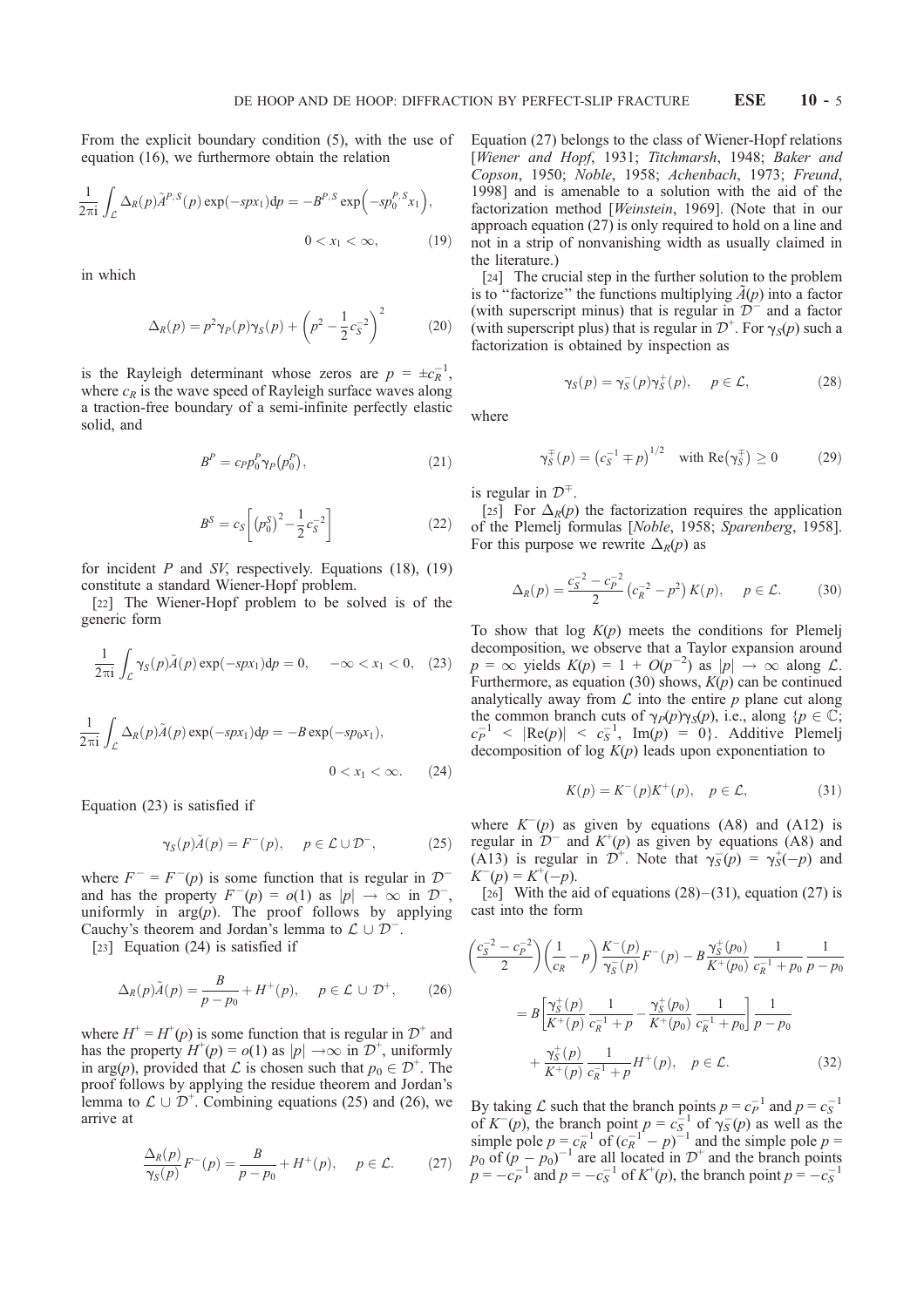From the explicit boundary condition (5), with the use of equation (16), we furthermore obtain the relation

$$\frac{1}{2\pi i}\int_{\mathcal{L}} \Delta_R(p)\tilde{A}^{P,S}(p)\exp(-spx_1)\mathrm{d}p = -B^{P,S}\exp\left(-sp_0^{P,S}x_1\right), \quad 0 < x_1 < \infty, \tag{19}$$

in which

$$\Delta_R(p) = p^2\gamma_P(p)\gamma_S(p) + \left(p^2 - \frac{1}{2}c_S^{-2}\right)^2 \tag{20}$$

is the Rayleigh determinant whose zeros are $p = \pm c_R^{-1}$, where $c_R$ is the wave speed of Rayleigh surface waves along a traction-free boundary of a semi-infinite perfectly elastic solid, and

$$B^P = c_P p_0^P \gamma_P\left(p_0^P\right), \tag{21}$$

$$B^S = c_S\left[\left(p_0^S\right)^2 - \frac{1}{2}c_S^{-2}\right] \tag{22}$$

for incident $P$ and $SV$, respectively. Equations (18), (19) constitute a standard Wiener-Hopf problem.

[22] The Wiener-Hopf problem to be solved is of the generic form

$$\frac{1}{2\pi i}\int_{\mathcal{L}} \gamma_S(p)\tilde{A}(p)\exp(-spx_1)\mathrm{d}p = 0, \quad -\infty < x_1 < 0, \tag{23}$$

$$\frac{1}{2\pi i}\int_{\mathcal{L}} \Delta_R(p)\tilde{A}(p)\exp(-spx_1)\mathrm{d}p = -B\exp(-sp_0x_1), \quad 0 < x_1 < \infty. \tag{24}$$

Equation (23) is satisfied if

$$\gamma_S(p)\tilde{A}(p) = F^-(p), \quad p \in \mathcal{L}\cup\mathcal{D}^-, \tag{25}$$

where $F^- = F^-(p)$ is some function that is regular in $\mathcal{D}^-$ and has the property $F^-(p) = o(1)$ as $|p| \to \infty$ in $\mathcal{D}^-$, uniformly in $\arg(p)$. The proof follows by applying Cauchy's theorem and Jordan's lemma to $\mathcal{L}\cup\mathcal{D}^-$.

[23] Equation (24) is satisfied if

$$\Delta_R(p)\tilde{A}(p) = \frac{B}{p - p_0} + H^+(p), \quad p \in \mathcal{L}\cup\mathcal{D}^+, \tag{26}$$

where $H^+ = H^+(p)$ is some function that is regular in $\mathcal{D}^+$ and has the property $H^+(p) = o(1)$ as $|p| \to \infty$ in $\mathcal{D}^+$, uniformly in $\arg(p)$, provided that $\mathcal{L}$ is chosen such that $p_0 \in \mathcal{D}^+$. The proof follows by applying the residue theorem and Jordan's lemma to $\mathcal{L}\cup\mathcal{D}^+$. Combining equations (25) and (26), we arrive at

$$\frac{\Delta_R(p)}{\gamma_S(p)}F^-(p) = \frac{B}{p - p_0} + H^+(p), \quad p \in \mathcal{L}. \tag{27}$$

Equation (27) belongs to the class of Wiener-Hopf relations [*Wiener and Hopf*, 1931; *Titchmarsh*, 1948; *Baker and Copson*, 1950; *Noble*, 1958; *Achenbach*, 1973; *Freund*, 1998] and is amenable to a solution with the aid of the factorization method [*Weinstein*, 1969]. (Note that in our approach equation (27) is only required to hold on a line and not in a strip of nonvanishing width as usually claimed in the literature.)

[24] The crucial step in the further solution to the problem is to "factorize" the functions multiplying $\tilde{A}(p)$ into a factor (with superscript minus) that is regular in $\mathcal{D}^-$ and a factor (with superscript plus) that is regular in $\mathcal{D}^+$. For $\gamma_S(p)$ such a factorization is obtained by inspection as

$$\gamma_S(p) = \gamma_S^-(p)\gamma_S^+(p), \quad p \in \mathcal{L}, \tag{28}$$

where

$$\gamma_S^{\mp}(p) = \left(c_S^{-1} \mp p\right)^{1/2} \quad \text{with } \mathrm{Re}\left(\gamma_S^{\mp}\right) \geq 0 \tag{29}$$

is regular in $\mathcal{D}^{\mp}$.

[25] For $\Delta_R(p)$ the factorization requires the application of the Plemelj formulas [*Noble*, 1958; *Sparenberg*, 1958]. For this purpose we rewrite $\Delta_R(p)$ as

$$\Delta_R(p) = \frac{c_S^{-2} - c_P^{-2}}{2}\left(c_R^{-2} - p^2\right)K(p), \quad p \in \mathcal{L}. \tag{30}$$

To show that $\log K(p)$ meets the conditions for Plemelj decomposition, we observe that a Taylor expansion around $p = \infty$ yields $K(p) = 1 + O(p^{-2})$ as $|p| \to \infty$ along $\mathcal{L}$. Furthermore, as equation (30) shows, $K(p)$ can be continued analytically away from $\mathcal{L}$ into the entire $p$ plane cut along the common branch cuts of $\gamma_P(p)\gamma_S(p)$, i.e., along $\{p \in \mathbb{C};\ c_P^{-1} < |\mathrm{Re}(p)| < c_S^{-1},\ \mathrm{Im}(p) = 0\}$. Additive Plemelj decomposition of $\log K(p)$ leads upon exponentiation to

$$K(p) = K^-(p)K^+(p), \quad p \in \mathcal{L}, \tag{31}$$

where $K^-(p)$ as given by equations (A8) and (A12) is regular in $\mathcal{D}^-$ and $K^+(p)$ as given by equations (A8) and (A13) is regular in $\mathcal{D}^+$. Note that $\gamma_S^-(p) = \gamma_S^+(-p)$ and $K^-(p) = K^+(-p)$.

[26] With the aid of equations (28)–(31), equation (27) is cast into the form

$$\begin{aligned}
&\left(\frac{c_S^{-2} - c_P^{-2}}{2}\right)\left(\frac{1}{c_R} - p\right)\frac{K^-(p)}{\gamma_S^-(p)}F^-(p) - B\frac{\gamma_S^+(p_0)}{K^+(p_0)}\frac{1}{c_R^{-1} + p_0}\frac{1}{p - p_0} \\
&= B\left[\frac{\gamma_S^+(p)}{K^+(p)}\frac{1}{c_R^{-1} + p} - \frac{\gamma_S^+(p_0)}{K^+(p_0)}\frac{1}{c_R^{-1} + p_0}\right]\frac{1}{p - p_0} \\
&\quad + \frac{\gamma_S^+(p)}{K^+(p)}\frac{1}{c_R^{-1} + p}H^+(p), \quad p \in \mathcal{L}.
\end{aligned} \tag{32}$$

By taking $\mathcal{L}$ such that the branch points $p = c_P^{-1}$ and $p = c_S^{-1}$ of $K^-(p)$, the branch point $p = c_S^{-1}$ of $\gamma_S^-(p)$ as well as the simple pole $p = c_R^{-1}$ of $(c_R^{-1} - p)^{-1}$ and the simple pole $p = p_0$ of $(p - p_0)^{-1}$ are all located in $\mathcal{D}^+$ and the branch points $p = -c_P^{-1}$ and $p = -c_S^{-1}$ of $K^+(p)$, the branch point $p = -c_S^{-1}$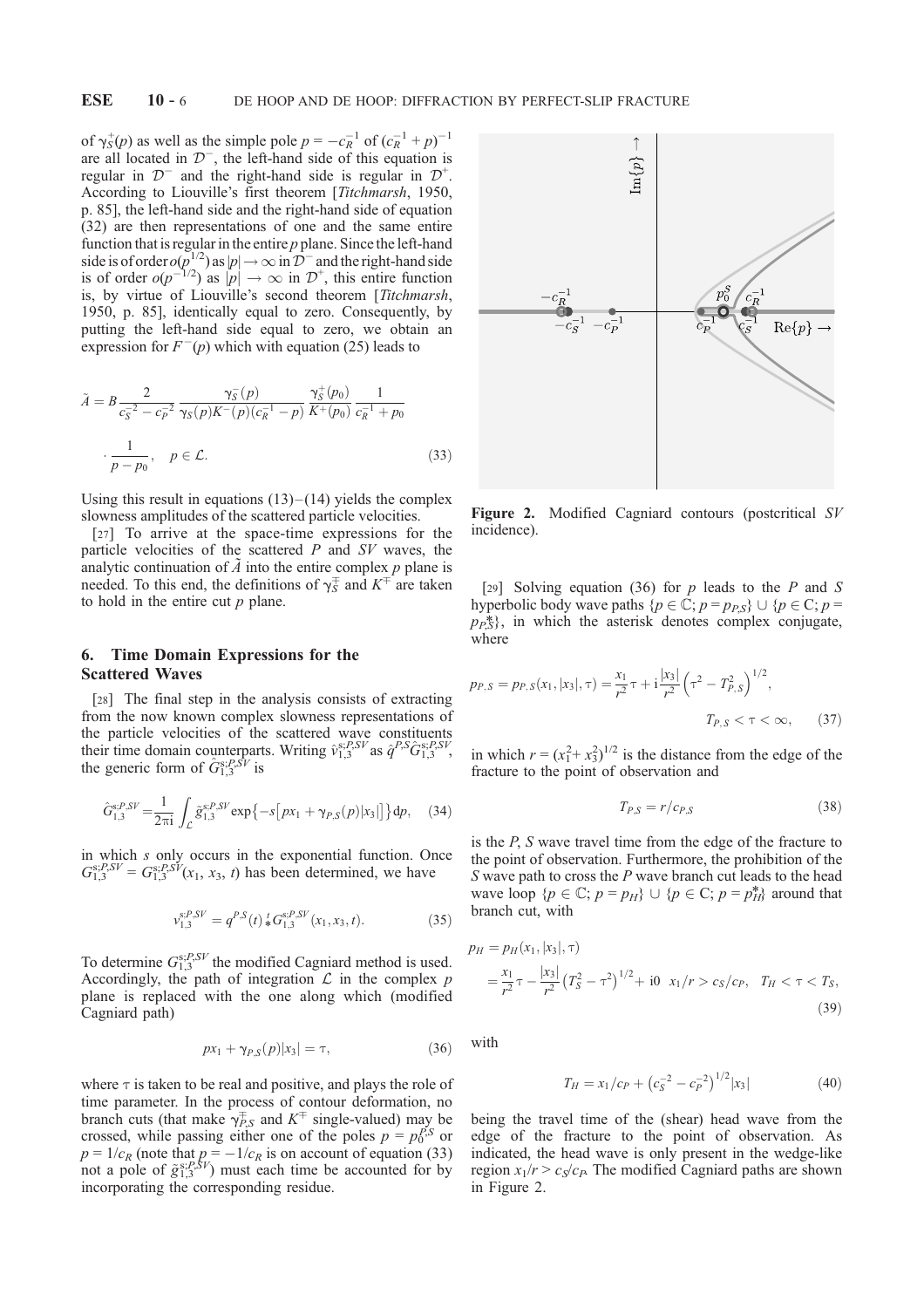of $\gamma_S^+(p)$ as well as the simple pole $p = -c_R^{-1}$ of $(c_R^{-1} + p)^{-1}$ are all located in $\mathcal{D}^-$, the left-hand side of this equation is regular in $\mathcal{D}^-$ and the right-hand side is regular in $\mathcal{D}^+$. According to Liouville's first theorem [*Titchmarsh*, 1950, p. 85], the left-hand side and the right-hand side of equation (32) are then representations of one and the same entire function that is regular in the entire $p$ plane. Since the left-hand side is of order $o(p^{1/2})$ as $|p| \to \infty$ in $\mathcal{D}^-$ and the right-hand side is of order $o(p^{-1/2})$ as $|p| \to \infty$ in $\mathcal{D}^+$, this entire function is, by virtue of Liouville's second theorem [*Titchmarsh*, 1950, p. 85], identically equal to zero. Consequently, by putting the left-hand side equal to zero, we obtain an expression for $F^-(p)$ which with equation (25) leads to

$$\tilde{A} = B \frac{2}{c_S^{-2} - c_P^{-2}} \frac{\gamma_S^-(p)}{\gamma_S(p) K^-(p)(c_R^{-1} - p)} \frac{\gamma_S^+(p_0)}{K^+(p_0)} \frac{1}{c_R^{-1} + p_0} \cdot \frac{1}{p - p_0}, \quad p \in \mathcal{L}. \tag{33}$$

Using this result in equations (13)–(14) yields the complex slowness amplitudes of the scattered particle velocities.

[27] To arrive at the space-time expressions for the particle velocities of the scattered $P$ and $SV$ waves, the analytic continuation of $\tilde{A}$ into the entire complex $p$ plane is needed. To this end, the definitions of $\gamma_S^{\mp}$ and $K^{\mp}$ are taken to hold in the entire cut $p$ plane.

## 6. Time Domain Expressions for the Scattered Waves

[28] The final step in the analysis consists of extracting from the now known complex slowness representations of the particle velocities of the scattered wave constituents their time domain counterparts. Writing $\hat{v}_{1,3}^{s;P,SV}$ as $\hat{q}^{P,S}\hat{G}_{1,3}^{s;P,SV}$, the generic form of $\hat{G}_{1,3}^{s;P,SV}$ is

$$\hat{G}_{1,3}^{s;P,SV} = \frac{1}{2\pi i} \int_{\mathcal{L}} \tilde{g}_{1,3}^{s;P,SV} \exp\{-s[px_1 + \gamma_{P,S}(p)|x_3|]\} dp, \tag{34}$$

in which $s$ only occurs in the exponential function. Once $G_{1,3}^{s;P,SV} = G_{1,3}^{s;P,SV}(x_1, x_3, t)$ has been determined, we have

$$v_{1,3}^{s;P,SV} = q^{P,S}(t) \overset{t}{*} G_{1,3}^{s;P,SV}(x_1, x_3, t). \tag{35}$$

To determine $G_{1,3}^{s;P,SV}$ the modified Cagniard method is used. Accordingly, the path of integration $\mathcal{L}$ in the complex $p$ plane is replaced with the one along which (modified Cagniard path)

$$px_1 + \gamma_{P,S}(p)|x_3| = \tau, \tag{36}$$

where $\tau$ is taken to be real and positive, and plays the role of time parameter. In the process of contour deformation, no branch cuts (that make $\gamma_{P,S}^{\mp}$ and $K^{\mp}$ single-valued) may be crossed, while passing either one of the poles $p = p_0^{P,S}$ or $p = 1/c_R$ (note that $p = -1/c_R$ is on account of equation (33) not a pole of $\tilde{g}_{1,3}^{s;P,SV}$) must each time be accounted for by incorporating the corresponding residue.

Figure 2. Modified Cagniard contours (postcritical $SV$ incidence).

[29] Solving equation (36) for $p$ leads to the $P$ and $S$ hyperbolic body wave paths $\{p \in \mathbb{C}; p = p_{P,S}\} \cup \{p \in \mathbb{C}; p = p_{P,S}^*\}$, in which the asterisk denotes complex conjugate, where

$$p_{P,S} = p_{P,S}(x_1, |x_3|, \tau) = \frac{x_1}{r^2}\tau + i\frac{|x_3|}{r^2}\left(\tau^2 - T_{P,S}^2\right)^{1/2}, \quad T_{P,S} < \tau < \infty, \tag{37}$$

in which $r = (x_1^2 + x_3^2)^{1/2}$ is the distance from the edge of the fracture to the point of observation and

$$T_{P,S} = r/c_{P,S} \tag{38}$$

is the $P$, $S$ wave travel time from the edge of the fracture to the point of observation. Furthermore, the prohibition of the $S$ wave path to cross the $P$ wave branch cut leads to the head wave loop $\{p \in \mathbb{C}; p = p_H\} \cup \{p \in \mathbb{C}; p = p_H^*\}$ around that branch cut, with

$$p_H = p_H(x_1, |x_3|, \tau) = \frac{x_1}{r^2}\tau - \frac{|x_3|}{r^2}\left(T_S^2 - \tau^2\right)^{1/2} + i0 \quad x_1/r > c_S/c_P, \quad T_H < \tau < T_S, \tag{39}$$

with

$$T_H = x_1/c_P + \left(c_S^{-2} - c_P^{-2}\right)^{1/2}|x_3| \tag{40}$$

being the travel time of the (shear) head wave from the edge of the fracture to the point of observation. As indicated, the head wave is only present in the wedge-like region $x_1/r > c_S/c_P$. The modified Cagniard paths are shown in Figure 2.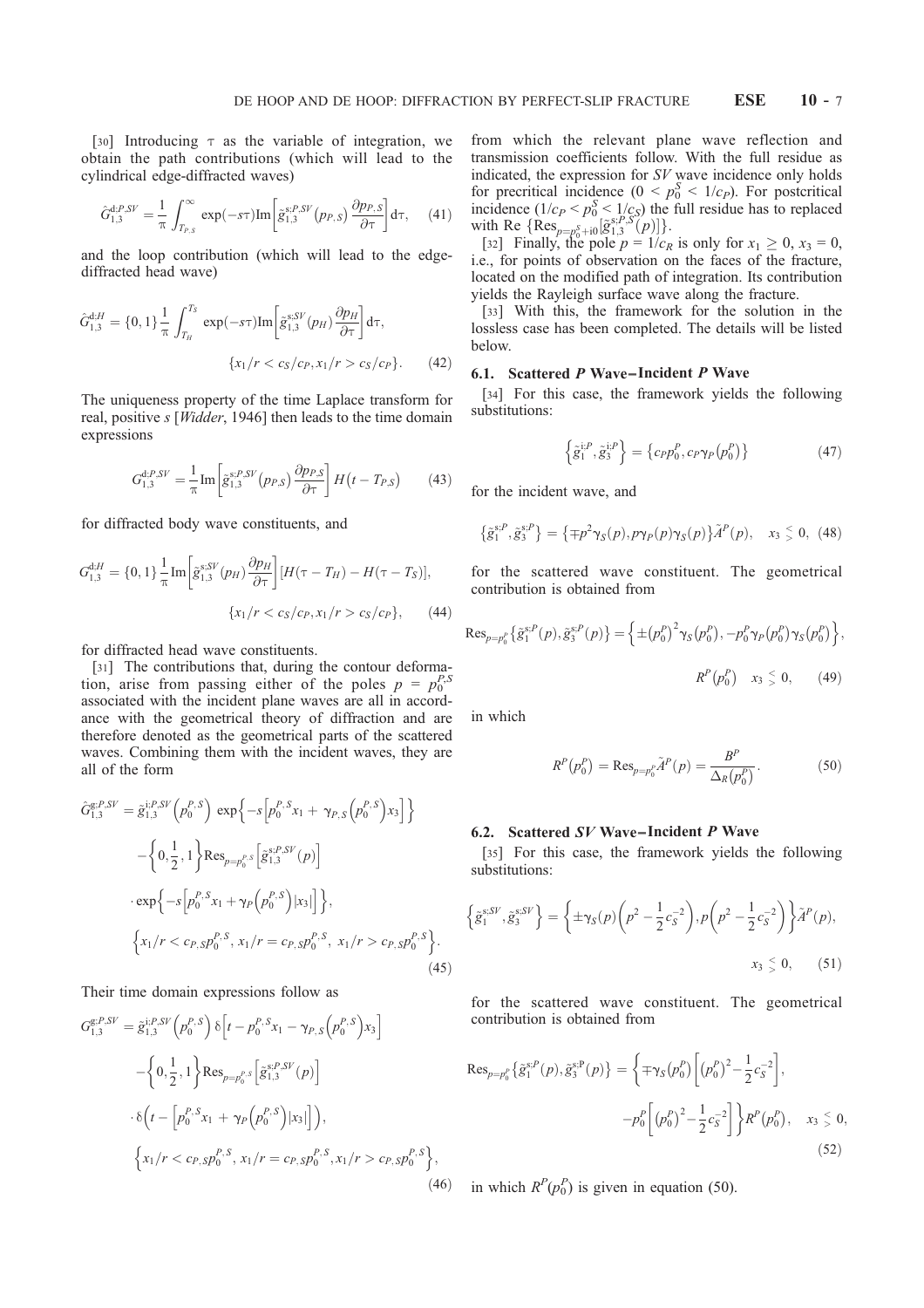[30] Introducing $\tau$ as the variable of integration, we obtain the path contributions (which will lead to the cylindrical edge-diffracted waves)

$$\hat{G}_{1,3}^{\mathrm{d};P,SV} = \frac{1}{\pi}\int_{T_{P,S}}^{\infty} \exp(-s\tau)\mathrm{Im}\left[\tilde{g}_{1,3}^{\mathrm{s};P,SV}(p_{P,S})\frac{\partial p_{P,S}}{\partial \tau}\right]\mathrm{d}\tau, \quad (41)$$

and the loop contribution (which will lead to the edge-diffracted head wave)

$$\hat{G}_{1,3}^{\mathrm{d};H} = \{0,1\}\frac{1}{\pi}\int_{T_H}^{T_S} \exp(-s\tau)\mathrm{Im}\left[\tilde{g}_{1,3}^{\mathrm{s};SV}(p_H)\frac{\partial p_H}{\partial \tau}\right]\mathrm{d}\tau,$$
$$\{x_1/r < c_S/c_P, x_1/r > c_S/c_P\}. \quad (42)$$

The uniqueness property of the time Laplace transform for real, positive $s$ [*Widder*, 1946] then leads to the time domain expressions

$$G_{1,3}^{\mathrm{d};P,SV} = \frac{1}{\pi}\mathrm{Im}\left[\tilde{g}_{1,3}^{\mathrm{s};P,SV}(p_{P,S})\frac{\partial p_{P,S}}{\partial \tau}\right]H\left(t - T_{P,S}\right) \quad (43)$$

for diffracted body wave constituents, and

$$G_{1,3}^{\mathrm{d};H} = \{0,1\}\frac{1}{\pi}\mathrm{Im}\left[\tilde{g}_{1,3}^{\mathrm{s};SV}(p_H)\frac{\partial p_H}{\partial \tau}\right][H(\tau - T_H) - H(\tau - T_S)],$$
$$\{x_1/r < c_S/c_P, x_1/r > c_S/c_P\}, \quad (44)$$

for diffracted head wave constituents.

[31] The contributions that, during the contour deformation, arise from passing either of the poles $p = p_0^{P,S}$ associated with the incident plane waves are all in accordance with the geometrical theory of diffraction and are therefore denoted as the geometrical parts of the scattered waves. Combining them with the incident waves, they are all of the form

$$\begin{aligned}
\hat{G}_{1,3}^{\mathrm{g};P,SV} =\ & \tilde{g}_{1,3}^{\mathrm{i};P,SV}\left(p_0^{P,S}\right)\exp\left\{-s\left[p_0^{P,S}x_1 + \gamma_{P,S}\left(p_0^{P,S}\right)x_3\right]\right\} \\
& - \left\{0,\frac{1}{2},1\right\}\mathrm{Res}_{p=p_0^{P,S}}\left[\tilde{g}_{1,3}^{\mathrm{s};P,SV}(p)\right] \\
& \cdot \exp\left\{-s\left[p_0^{P,S}x_1 + \gamma_P\left(p_0^{P,S}\right)|x_3|\right]\right\}, \\
& \left\{x_1/r < c_{P,S}p_0^{P,S},\ x_1/r = c_{P,S}p_0^{P,S},\ x_1/r > c_{P,S}p_0^{P,S}\right\}.
\end{aligned} \quad (45)$$

Their time domain expressions follow as

$$\begin{aligned}
G_{1,3}^{\mathrm{g};P,SV} =\ & \tilde{g}_{1,3}^{\mathrm{i};P,SV}\left(p_0^{P,S}\right)\delta\left[t - p_0^{P,S}x_1 - \gamma_{P,S}\left(p_0^{P,S}\right)x_3\right] \\
& - \left\{0,\frac{1}{2},1\right\}\mathrm{Res}_{p=p_0^{P,S}}\left[\tilde{g}_{1,3}^{\mathrm{s};P,SV}(p)\right] \\
& \cdot \delta\left(t - \left[p_0^{P,S}x_1 + \gamma_P\left(p_0^{P,S}\right)|x_3|\right]\right), \\
& \left\{x_1/r < c_{P,S}p_0^{P,S},\ x_1/r = c_{P,S}p_0^{P,S}, x_1/r > c_{P,S}p_0^{P,S}\right\},
\end{aligned} \quad (46)$$

from which the relevant plane wave reflection and transmission coefficients follow. With the full residue as indicated, the expression for *SV* wave incidence only holds for precritical incidence ($0 < p_0^S < 1/c_P$). For postcritical incidence ($1/c_P < p_0^S < 1/c_S$) the full residue has to replaced with Re $\{\mathrm{Res}_{p=p_0^S+i0}[\tilde{g}_{1,3}^{\mathrm{s};P,S}(p)]\}$.

[32] Finally, the pole $p = 1/c_R$ is only for $x_1 \geq 0$, $x_3 = 0$, i.e., for points of observation on the faces of the fracture, located on the modified path of integration. Its contribution yields the Rayleigh surface wave along the fracture.

[33] With this, the framework for the solution in the lossless case has been completed. The details will be listed below.

### 6.1. Scattered *P* Wave–Incident *P* Wave

[34] For this case, the framework yields the following substitutions:

$$\left\{\tilde{g}_1^{\mathrm{i};P}, \tilde{g}_3^{\mathrm{i};P}\right\} = \left\{c_P p_0^P, c_P\gamma_P\left(p_0^P\right)\right\} \quad (47)$$

for the incident wave, and

$$\left\{\tilde{g}_1^{\mathrm{s};P}, \tilde{g}_3^{\mathrm{s};P}\right\} = \left\{\mp p^2\gamma_S(p), p\gamma_P(p)\gamma_S(p)\right\}\tilde{A}^P(p), \quad x_3 \lesssim 0, \quad (48)$$

for the scattered wave constituent. The geometrical contribution is obtained from

$$\mathrm{Res}_{p=p_0^P}\left\{\tilde{g}_1^{\mathrm{s};P}(p), \tilde{g}_3^{\mathrm{s};P}(p)\right\} = \left\{\pm\left(p_0^P\right)^2\gamma_S\left(p_0^P\right), -p_0^P\gamma_P\left(p_0^P\right)\gamma_S\left(p_0^P\right)\right\},$$
$$R^P\left(p_0^P\right) \quad x_3 \lesssim 0, \quad (49)$$

in which

$$R^P\left(p_0^P\right) = \mathrm{Res}_{p=p_0^P}\tilde{A}^P(p) = \frac{B^P}{\Delta_R\left(p_0^P\right)}. \quad (50)$$

### 6.2. Scattered *SV* Wave–Incident *P* Wave

[35] For this case, the framework yields the following substitutions:

$$\left\{\tilde{g}_1^{\mathrm{s};SV}, \tilde{g}_3^{\mathrm{s};SV}\right\} = \left\{\pm\gamma_S(p)\left(p^2 - \frac{1}{2}c_S^{-2}\right), p\left(p^2 - \frac{1}{2}c_S^{-2}\right)\right\}\tilde{A}^P(p),$$
$$x_3 \lesssim 0, \quad (51)$$

for the scattered wave constituent. The geometrical contribution is obtained from

$$\mathrm{Res}_{p=p_0^P}\left\{\tilde{g}_1^{\mathrm{s};P}(p), \tilde{g}_3^{\mathrm{s};P}(p)\right\} = \left\{\mp\gamma_S\left(p_0^P\right)\left[\left(p_0^P\right)^2 - \frac{1}{2}c_S^{-2}\right],\right.$$
$$\left. -p_0^P\left[\left(p_0^P\right)^2 - \frac{1}{2}c_S^{-2}\right]\right\}R^P\left(p_0^P\right), \quad x_3 \lesssim 0, \quad (52)$$

in which $R^P(p_0^P)$ is given in equation (50).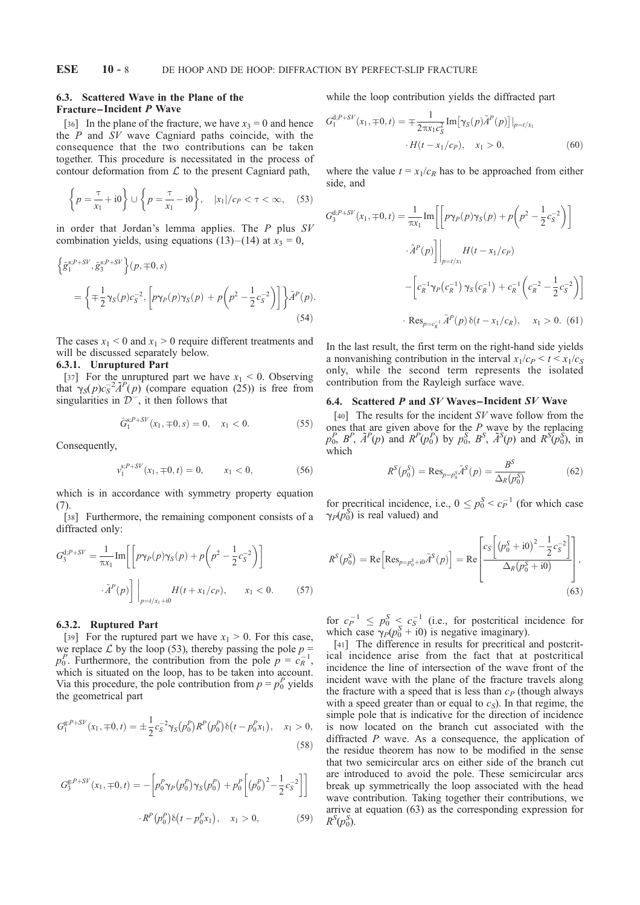### 6.3. Scattered Wave in the Plane of the Fracture–Incident *P* Wave

[36] In the plane of the fracture, we have $x_3 = 0$ and hence the *P* and *SV* wave Cagniard paths coincide, with the consequence that the two contributions can be taken together. This procedure is necessitated in the process of contour deformation from $\mathcal{L}$ to the present Cagniard path,

$$\left\{p = \frac{\tau}{x_1} + \mathrm{i}0\right\} \cup \left\{p = \frac{\tau}{x_1} - \mathrm{i}0\right\}, \quad |x_1|/c_P < \tau < \infty, \quad (53)$$

in order that Jordan's lemma applies. The *P* plus *SV* combination yields, using equations (13)–(14) at $x_3 = 0$,

$$\left\{\tilde{g}_1^{\mathrm{s};P+SV}, \tilde{g}_3^{\mathrm{s};P+SV}\right\}(p, \mp 0, s) = \left\{\mp\frac{1}{2}\gamma_S(p)c_S^{-2}, \left[p\gamma_P(p)\gamma_S(p) + p\left(p^2 - \frac{1}{2}c_S^{-2}\right)\right]\right\}\tilde{A}^P(p). \quad (54)$$

The cases $x_1 < 0$ and $x_1 > 0$ require different treatments and will be discussed separately below.

#### 6.3.1. Unruptured Part

[37] For the unruptured part we have $x_1 < 0$. Observing that $\gamma_S(p)c_S^{-2}\tilde{A}^P(p)$ (compare equation (25)) is free from singularities in $\mathcal{D}^-$, it then follows that

$$\hat{G}_1^{\mathrm{s};P+SV}(x_1, \mp 0, s) = 0, \quad x_1 < 0. \quad (55)$$

Consequently,

$$v_1^{\mathrm{s};P+SV}(x_1, \mp 0, t) = 0, \qquad x_1 < 0, \quad (56)$$

which is in accordance with symmetry property equation (7).

[38] Furthermore, the remaining component consists of a diffracted only:

$$G_3^{\mathrm{d};P+SV} = \frac{1}{\pi x_1}\mathrm{Im}\left[\left[p\gamma_P(p)\gamma_S(p) + p\left(p^2 - \frac{1}{2}c_S^{-2}\right)\right] \cdot \tilde{A}^P(p)\right]\Bigg|_{p=t/x_1+\mathrm{i}0} H(t + x_1/c_P), \qquad x_1 < 0. \quad (57)$$

#### 6.3.2. Ruptured Part

[39] For the ruptured part we have $x_1 > 0$. For this case, we replace $\mathcal{L}$ by the loop (53), thereby passing the pole $p = p_0^P$. Furthermore, the contribution from the pole $p = c_R^{-1}$, which is situated on the loop, has to be taken into account. Via this procedure, the pole contribution from $p = p_0^P$ yields the geometrical part

$$G_1^{\mathrm{g};P+SV}(x_1, \mp 0, t) = \pm\frac{1}{2}c_S^{-2}\gamma_S\left(p_0^P\right)R^P\left(p_0^P\right)\delta\left(t - p_0^P x_1\right), \quad x_1 > 0, \quad (58)$$

$$G_3^{\mathrm{g};P+SV}(x_1, \mp 0, t) = -\left[p_0^P\gamma_P\left(p_0^P\right)\gamma_S\left(p_0^P\right) + p_0^P\left[\left(p_0^P\right)^2 - \frac{1}{2}c_S^{-2}\right]\right] \cdot R^P\left(p_0^P\right)\delta\left(t - p_0^P x_1\right), \quad x_1 > 0, \quad (59)$$

while the loop contribution yields the diffracted part

$$G_1^{\mathrm{d};P+SV}(x_1, \mp 0, t) = \mp\frac{1}{2\pi x_1 c_S^2}\mathrm{Im}\left[\gamma_S(p)\tilde{A}^P(p)\right]\Big|_{p=t/x_1} \cdot H(t - x_1/c_P), \quad x_1 > 0, \quad (60)$$

where the value $t = x_1/c_R$ has to be approached from either side, and

$$\begin{aligned} G_3^{\mathrm{d};P+SV}(x_1, \mp 0, t) = {} & \frac{1}{\pi x_1}\mathrm{Im}\left[\left[p\gamma_P(p)\gamma_S(p) + p\left(p^2 - \frac{1}{2}c_S^{-2}\right)\right] \cdot \tilde{A}^P(p)\right]\Bigg|_{p=t/x_1} H(t - x_1/c_P) \\ & - \left[c_R^{-1}\gamma_P\left(c_R^{-1}\right)\gamma_S\left(c_R^{-1}\right) + c_R^{-1}\left(c_R^{-2} - \frac{1}{2}c_S^{-2}\right)\right] \\ & \cdot \mathrm{Res}_{p=c_R^{-1}}\tilde{A}^P(p)\,\delta(t - x_1/c_R), \quad x_1 > 0. \quad (61) \end{aligned}$$

In the last result, the first term on the right-hand side yields a nonvanishing contribution in the interval $x_1/c_P < t < x_1/c_S$ only, while the second term represents the isolated contribution from the Rayleigh surface wave.

### 6.4. Scattered *P* and *SV* Waves–Incident *SV* Wave

[40] The results for the incident *SV* wave follow from the ones that are given above for the *P* wave by the replacing $p_0^P$, $B^P$, $\tilde{A}^P(p)$ and $R^P(p_0^P)$ by $p_0^S$, $B^S$, $\tilde{A}^S(p)$ and $R^S(p_0^S)$, in which

$$R^S\left(p_0^S\right) = \mathrm{Res}_{p=p_0^S}\tilde{A}^S(p) = \frac{B^S}{\Delta_R\left(p_0^S\right)} \quad (62)$$

for precritical incidence, i.e., $0 \le p_0^S < c_P^{-1}$ (for which case $\gamma_P(p_0^S)$ is real valued) and

$$R^S\left(p_0^S\right) = \mathrm{Re}\left[\mathrm{Res}_{p=p_0^S+\mathrm{i}0}\tilde{A}^S(p)\right] = \mathrm{Re}\left[\frac{c_S\left[\left(p_0^S + \mathrm{i}0\right)^2 - \frac{1}{2}c_S^{-2}\right]}{\Delta_R\left(p_0^S + \mathrm{i}0\right)}\right], \quad (63)$$

for $c_P^{-1} \le p_0^S < c_S^{-1}$ (i.e., for postcritical incidence for which case $\gamma_P(p_0^S + \mathrm{i}0)$ is negative imaginary).

[41] The difference in results for precritical and postcritical incidence arise from the fact that at postcritical incidence the line of intersection of the wave front of the incident wave with the plane of the fracture travels along the fracture with a speed that is less than $c_P$ (though always with a speed greater than or equal to $c_S$). In that regime, the simple pole that is indicative for the direction of incidence is now located on the branch cut associated with the diffracted *P* wave. As a consequence, the application of the residue theorem has now to be modified in the sense that two semicircular arcs on either side of the branch cut are introduced to avoid the pole. These semicircular arcs break up symmetrically the loop associated with the head wave contribution. Taking together their contributions, we arrive at equation (63) as the corresponding expression for $R^S(p_0^S)$.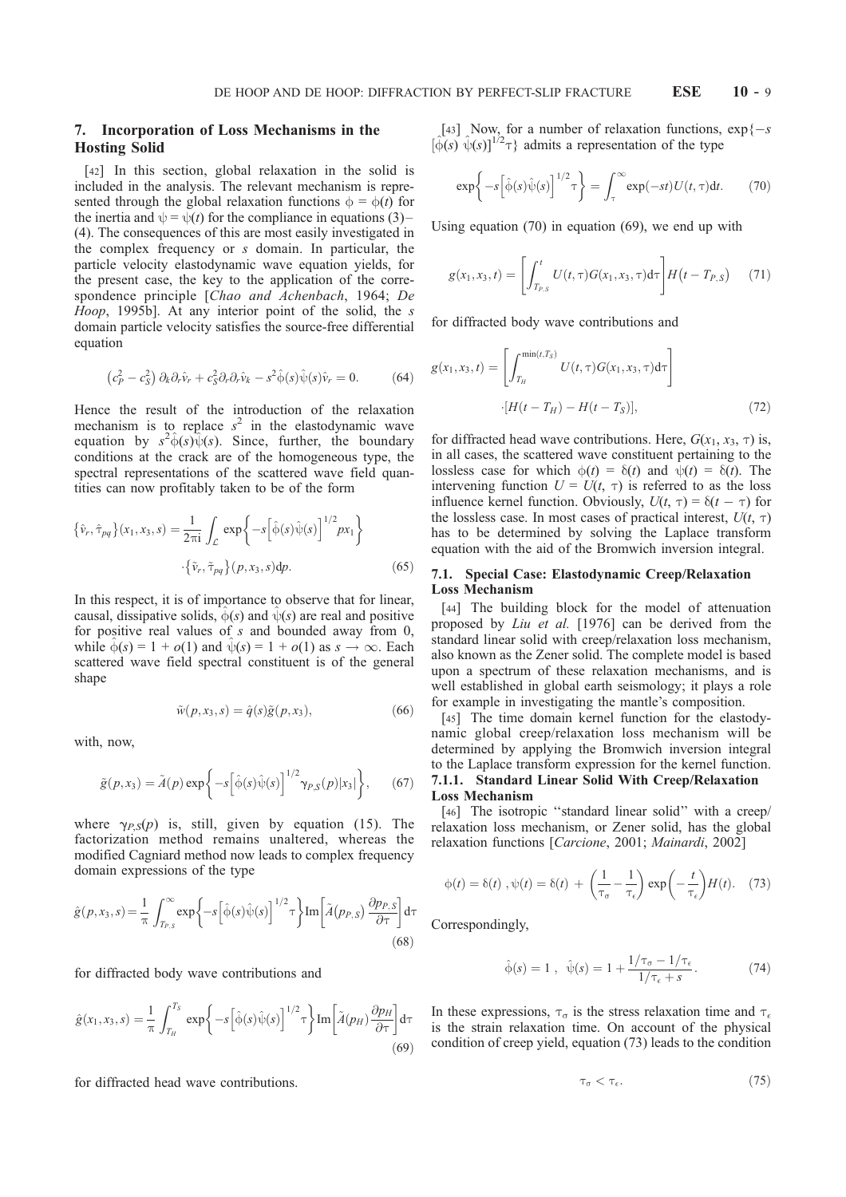## 7. Incorporation of Loss Mechanisms in the Hosting Solid

[42] In this section, global relaxation in the solid is included in the analysis. The relevant mechanism is represented through the global relaxation functions $\phi = \phi(t)$ for the inertia and $\psi = \psi(t)$ for the compliance in equations (3)–(4). The consequences of this are most easily investigated in the complex frequency or $s$ domain. In particular, the particle velocity elastodynamic wave equation yields, for the present case, the key to the application of the correspondence principle [*Chao and Achenbach*, 1964; *De Hoop*, 1995b]. At any interior point of the solid, the $s$ domain particle velocity satisfies the source-free differential equation

$$\left(c_P^2 - c_S^2\right) \partial_k \partial_r \hat{v}_r + c_S^2 \partial_r \partial_r \hat{v}_k - s^2 \hat{\phi}(s) \hat{\psi}(s) \hat{v}_r = 0. \tag{64}$$

Hence the result of the introduction of the relaxation mechanism is to replace $s^2$ in the elastodynamic wave equation by $s^2 \hat{\phi}(s) \hat{\psi}(s)$. Since, further, the boundary conditions at the crack are of the homogeneous type, the spectral representations of the scattered wave field quantities can now profitably taken to be of the form

$$\left\{\hat{v}_r, \hat{\tau}_{pq}\right\}(x_1, x_3, s) = \frac{1}{2\pi i} \int_{\mathcal{L}} \exp\left\{-s\left[\hat{\phi}(s)\hat{\psi}(s)\right]^{1/2} p x_1\right\} \cdot \left\{\tilde{v}_r, \tilde{\tau}_{pq}\right\}(p, x_3, s) \mathrm{d}p. \tag{65}$$

In this respect, it is of importance to observe that for linear, causal, dissipative solids, $\hat{\phi}(s)$ and $\hat{\psi}(s)$ are real and positive for positive real values of $s$ and bounded away from 0, while $\hat{\phi}(s) = 1 + o(1)$ and $\hat{\psi}(s) = 1 + o(1)$ as $s \to \infty$. Each scattered wave field spectral constituent is of the general shape

$$\tilde{w}(p, x_3, s) = \hat{q}(s) \tilde{g}(p, x_3), \tag{66}$$

with, now,

$$\tilde{g}(p, x_3) = \tilde{A}(p) \exp\left\{-s\left[\hat{\phi}(s)\hat{\psi}(s)\right]^{1/2} \gamma_{P,S}(p)|x_3|\right\}, \tag{67}$$

where $\gamma_{P,S}(p)$ is, still, given by equation (15). The factorization method remains unaltered, whereas the modified Cagniard method now leads to complex frequency domain expressions of the type

$$\hat{g}(p, x_3, s) = \frac{1}{\pi} \int_{T_{P,S}}^{\infty} \exp\left\{-s\left[\hat{\phi}(s)\hat{\psi}(s)\right]^{1/2} \tau\right\} \mathrm{Im}\left[\tilde{A}(p_{P,S}) \frac{\partial p_{P,S}}{\partial \tau}\right] \mathrm{d}\tau \tag{68}$$

for diffracted body wave contributions and

$$\hat{g}(x_1, x_3, s) = \frac{1}{\pi} \int_{T_H}^{T_S} \exp\left\{-s\left[\hat{\phi}(s)\hat{\psi}(s)\right]^{1/2} \tau\right\} \mathrm{Im}\left[\tilde{A}(p_H) \frac{\partial p_H}{\partial \tau}\right] \mathrm{d}\tau \tag{69}$$

for diffracted head wave contributions.

[43] Now, for a number of relaxation functions, $\exp\{-s[\hat{\phi}(s)\ \hat{\psi}(s)]^{1/2}\tau\}$ admits a representation of the type

$$\exp\left\{-s\left[\hat{\phi}(s)\hat{\psi}(s)\right]^{1/2} \tau\right\} = \int_{\tau}^{\infty} \exp(-st) U(t, \tau) \mathrm{d}t. \tag{70}$$

Using equation (70) in equation (69), we end up with

$$g(x_1, x_3, t) = \left[\int_{T_{P,S}}^{t} U(t, \tau) G(x_1, x_3, \tau) \mathrm{d}\tau\right] H\left(t - T_{P,S}\right) \tag{71}$$

for diffracted body wave contributions and

$$g(x_1, x_3, t) = \left[\int_{T_H}^{\min(t, T_S)} U(t, \tau) G(x_1, x_3, \tau) \mathrm{d}\tau\right] \cdot [H(t - T_H) - H(t - T_S)], \tag{72}$$

for diffracted head wave contributions. Here, $G(x_1, x_3, \tau)$ is, in all cases, the scattered wave constituent pertaining to the lossless case for which $\phi(t) = \delta(t)$ and $\psi(t) = \delta(t)$. The intervening function $U = U(t, \tau)$ is referred to as the loss influence kernel function. Obviously, $U(t, \tau) = \delta(t - \tau)$ for the lossless case. In most cases of practical interest, $U(t, \tau)$ has to be determined by solving the Laplace transform equation with the aid of the Bromwich inversion integral.

### 7.1. Special Case: Elastodynamic Creep/Relaxation Loss Mechanism

[44] The building block for the model of attenuation proposed by *Liu et al.* [1976] can be derived from the standard linear solid with creep/relaxation loss mechanism, also known as the Zener solid. The complete model is based upon a spectrum of these relaxation mechanisms, and is well established in global earth seismology; it plays a role for example in investigating the mantle's composition.

[45] The time domain kernel function for the elastodynamic global creep/relaxation loss mechanism will be determined by applying the Bromwich inversion integral to the Laplace transform expression for the kernel function.

#### 7.1.1. Standard Linear Solid With Creep/Relaxation Loss Mechanism

[46] The isotropic "standard linear solid" with a creep/relaxation loss mechanism, or Zener solid, has the global relaxation functions [*Carcione*, 2001; *Mainardi*, 2002]

$$\phi(t) = \delta(t)\ , \psi(t) = \delta(t) + \left(\frac{1}{\tau_\sigma} - \frac{1}{\tau_\epsilon}\right) \exp\left(-\frac{t}{\tau_\epsilon}\right) H(t). \tag{73}$$

Correspondingly,

$$\hat{\phi}(s) = 1\ ,\ \ \hat{\psi}(s) = 1 + \frac{1/\tau_\sigma - 1/\tau_\epsilon}{1/\tau_\epsilon + s}. \tag{74}$$

In these expressions, $\tau_\sigma$ is the stress relaxation time and $\tau_\epsilon$ is the strain relaxation time. On account of the physical condition of creep yield, equation (73) leads to the condition

$$\tau_\sigma < \tau_\epsilon. \tag{75}$$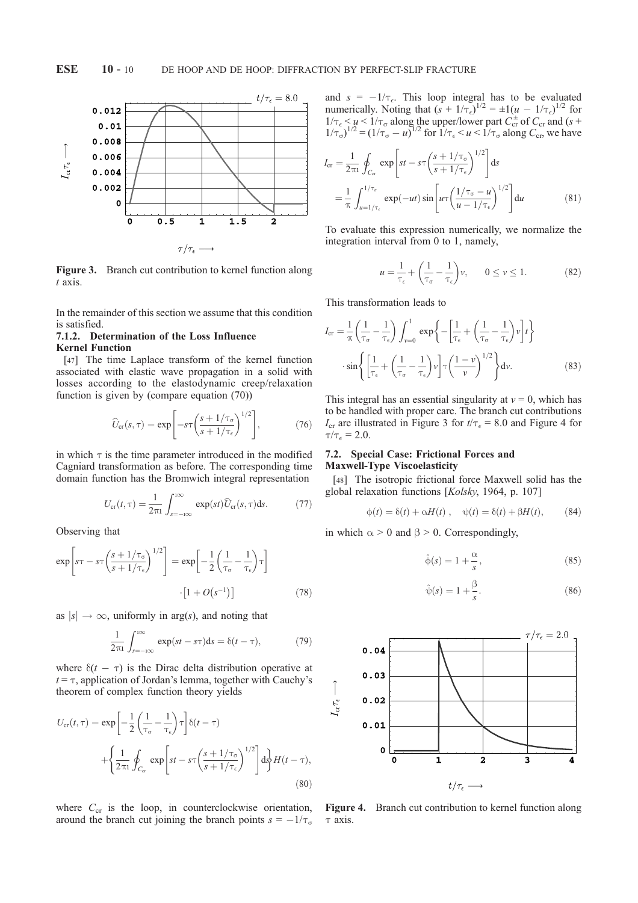Figure 3. Branch cut contribution to kernel function along $t$ axis.

In the remainder of this section we assume that this condition is satisfied.

#### 7.1.2. Determination of the Loss Influence Kernel Function

[47] The time Laplace transform of the kernel function associated with elastic wave propagation in a solid with losses according to the elastodynamic creep/relaxation function is given by (compare equation (70))

$$\widehat{U}_{\mathrm{cr}}(s,\tau) = \exp\left[-s\tau\left(\frac{s+1/\tau_\sigma}{s+1/\tau_\epsilon}\right)^{1/2}\right], \tag{76}$$

in which $\tau$ is the time parameter introduced in the modified Cagniard transformation as before. The corresponding time domain function has the Bromwich integral representation

$$U_{\mathrm{cr}}(t,\tau) = \frac{1}{2\pi \mathrm{i}}\int_{s=-\mathrm{i}\infty}^{\mathrm{i}\infty} \exp(st)\widehat{U}_{\mathrm{cr}}(s,\tau)\mathrm{d}s. \tag{77}$$

Observing that

$$\exp\left[s\tau - s\tau\left(\frac{s+1/\tau_\sigma}{s+1/\tau_\epsilon}\right)^{1/2}\right] = \exp\left[-\frac{1}{2}\left(\frac{1}{\tau_\sigma}-\frac{1}{\tau_\epsilon}\right)\tau\right]\cdot\left[1+O\left(s^{-1}\right)\right] \tag{78}$$

as $|s| \to \infty$, uniformly in $\arg(s)$, and noting that

$$\frac{1}{2\pi \mathrm{i}}\int_{s=-\mathrm{i}\infty}^{\mathrm{i}\infty} \exp(st - s\tau)\mathrm{d}s = \delta(t-\tau), \tag{79}$$

where $\delta(t-\tau)$ is the Dirac delta distribution operative at $t = \tau$, application of Jordan's lemma, together with Cauchy's theorem of complex function theory yields

$$U_{\mathrm{cr}}(t,\tau) = \exp\left[-\frac{1}{2}\left(\frac{1}{\tau_\sigma}-\frac{1}{\tau_\epsilon}\right)\tau\right]\delta(t-\tau) + \left\{\frac{1}{2\pi \mathrm{i}}\oint_{C_{\mathrm{cr}}} \exp\left[st - s\tau\left(\frac{s+1/\tau_\sigma}{s+1/\tau_\epsilon}\right)^{1/2}\right]\mathrm{d}s\right\}H(t-\tau), \tag{80}$$

where $C_{\mathrm{cr}}$ is the loop, in counterclockwise orientation, around the branch cut joining the branch points $s = -1/\tau_\sigma$ and $s = -1/\tau_\epsilon$. This loop integral has to be evaluated numerically. Noting that $(s + 1/\tau_\epsilon)^{1/2} = \pm \mathrm{i}(u - 1/\tau_\epsilon)^{1/2}$ for $1/\tau_\epsilon < u < 1/\tau_\sigma$ along the upper/lower part $C_{\mathrm{cr}}^{\pm}$ of $C_{\mathrm{cr}}$ and $(s + 1/\tau_\sigma)^{1/2} = (1/\tau_\sigma - u)^{1/2}$ for $1/\tau_\epsilon < u < 1/\tau_\sigma$ along $C_{\mathrm{cr}}$, we have

$$I_{\mathrm{cr}} = \frac{1}{2\pi \mathrm{i}}\oint_{C_{\mathrm{cr}}} \exp\left[st - s\tau\left(\frac{s+1/\tau_\sigma}{s+1/\tau_\epsilon}\right)^{1/2}\right]\mathrm{d}s = \frac{1}{\pi}\int_{u=1/\tau_\epsilon}^{1/\tau_\sigma} \exp(-ut)\sin\left[u\tau\left(\frac{1/\tau_\sigma - u}{u-1/\tau_\epsilon}\right)^{1/2}\right]\mathrm{d}u \tag{81}$$

To evaluate this expression numerically, we normalize the integration interval from 0 to 1, namely,

$$u = \frac{1}{\tau_\epsilon} + \left(\frac{1}{\tau_\sigma}-\frac{1}{\tau_\epsilon}\right)v, \qquad 0 \le v \le 1. \tag{82}$$

This transformation leads to

$$I_{\mathrm{cr}} = \frac{1}{\pi}\left(\frac{1}{\tau_\sigma}-\frac{1}{\tau_\epsilon}\right)\int_{v=0}^{1}\exp\left\{-\left[\frac{1}{\tau_\epsilon}+\left(\frac{1}{\tau_\sigma}-\frac{1}{\tau_\epsilon}\right)v\right]t\right\}\cdot\sin\left\{\left[\frac{1}{\tau_\epsilon}+\left(\frac{1}{\tau_\sigma}-\frac{1}{\tau_\epsilon}\right)v\right]\tau\left(\frac{1-v}{v}\right)^{1/2}\right\}\mathrm{d}v. \tag{83}$$

This integral has an essential singularity at $v = 0$, which has to be handled with proper care. The branch cut contributions $I_{\mathrm{cr}}$ are illustrated in Figure 3 for $t/\tau_\epsilon = 8.0$ and Figure 4 for $\tau/\tau_\epsilon = 2.0$.

### 7.2. Special Case: Frictional Forces and Maxwell-Type Viscoelasticity

[48] The isotropic frictional force Maxwell solid has the global relaxation functions [*Kolsky*, 1964, p. 107]

$$\phi(t) = \delta(t) + \alpha H(t), \quad \psi(t) = \delta(t) + \beta H(t), \tag{84}$$

in which $\alpha > 0$ and $\beta > 0$. Correspondingly,

$$\hat{\phi}(s) = 1 + \frac{\alpha}{s}, \tag{85}$$

$$\hat{\psi}(s) = 1 + \frac{\beta}{s}. \tag{86}$$

Figure 4. Branch cut contribution to kernel function along $\tau$ axis.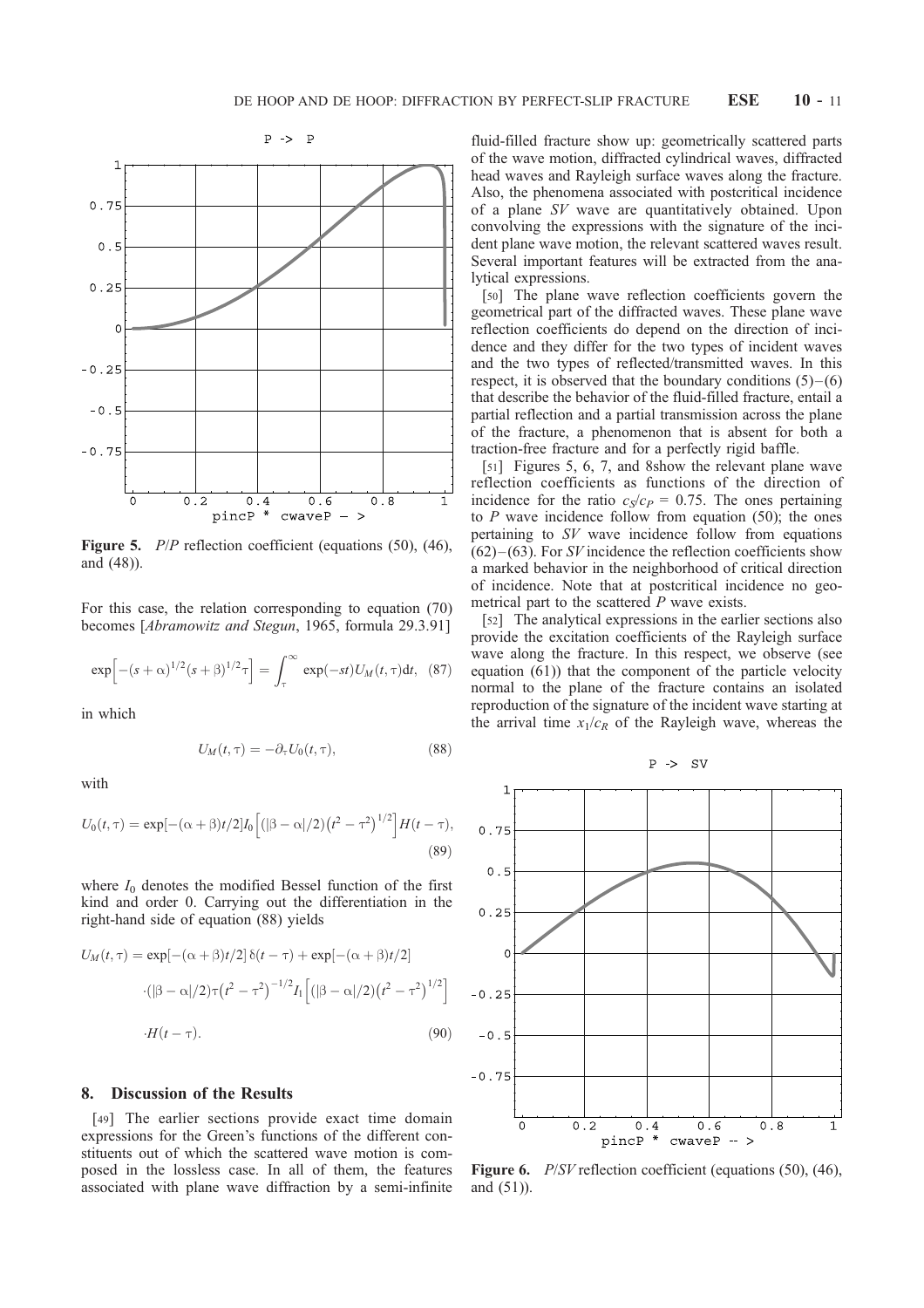Figure 5. $P/P$ reflection coefficient (equations (50), (46), and (48)).

For this case, the relation corresponding to equation (70) becomes [*Abramowitz and Stegun*, 1965, formula 29.3.91]

$$\exp\left[-(s+\alpha)^{1/2}(s+\beta)^{1/2}\tau\right] = \int_{\tau}^{\infty} \exp(-st)U_M(t,\tau)\mathrm{d}t, \quad (87)$$

in which

$$U_M(t,\tau) = -\partial_\tau U_0(t,\tau), \quad (88)$$

with

$$U_0(t,\tau) = \exp[-(\alpha+\beta)t/2]I_0\left[(|\beta-\alpha|/2)\left(t^2-\tau^2\right)^{1/2}\right]H(t-\tau), \quad (89)$$

where $I_0$ denotes the modified Bessel function of the first kind and order 0. Carrying out the differentiation in the right-hand side of equation (88) yields

$$\begin{aligned} U_M(t,\tau) = {} & \exp[-(\alpha+\beta)t/2]\,\delta(t-\tau) + \exp[-(\alpha+\beta)t/2] \\ & \cdot(|\beta-\alpha|/2)\tau\left(t^2-\tau^2\right)^{-1/2}I_1\left[(|\beta-\alpha|/2)\left(t^2-\tau^2\right)^{1/2}\right] \\ & \cdot H(t-\tau). \end{aligned} \quad (90)$$

## 8. Discussion of the Results

[49] The earlier sections provide exact time domain expressions for the Green's functions of the different constituents out of which the scattered wave motion is composed in the lossless case. In all of them, the features associated with plane wave diffraction by a semi-infinite fluid-filled fracture show up: geometrically scattered parts of the wave motion, diffracted cylindrical waves, diffracted head waves and Rayleigh surface waves along the fracture. Also, the phenomena associated with postcritical incidence of a plane *SV* wave are quantitatively obtained. Upon convolving the expressions with the signature of the incident plane wave motion, the relevant scattered waves result. Several important features will be extracted from the analytical expressions.

[50] The plane wave reflection coefficients govern the geometrical part of the diffracted waves. These plane wave reflection coefficients do depend on the direction of incidence and they differ for the two types of incident waves and the two types of reflected/transmitted waves. In this respect, it is observed that the boundary conditions (5)–(6) that describe the behavior of the fluid-filled fracture, entail a partial reflection and a partial transmission across the plane of the fracture, a phenomenon that is absent for both a traction-free fracture and for a perfectly rigid baffle.

[51] Figures 5, 6, 7, and 8show the relevant plane wave reflection coefficients as functions of the direction of incidence for the ratio $c_S/c_P = 0.75$. The ones pertaining to *P* wave incidence follow from equation (50); the ones pertaining to *SV* wave incidence follow from equations (62)–(63). For *SV* incidence the reflection coefficients show a marked behavior in the neighborhood of critical direction of incidence. Note that at postcritical incidence no geometrical part to the scattered *P* wave exists.

[52] The analytical expressions in the earlier sections also provide the excitation coefficients of the Rayleigh surface wave along the fracture. In this respect, we observe (see equation (61)) that the component of the particle velocity normal to the plane of the fracture contains an isolated reproduction of the signature of the incident wave starting at the arrival time $x_1/c_R$ of the Rayleigh wave, whereas the

Figure 6. $P/SV$ reflection coefficient (equations (50), (46), and (51)).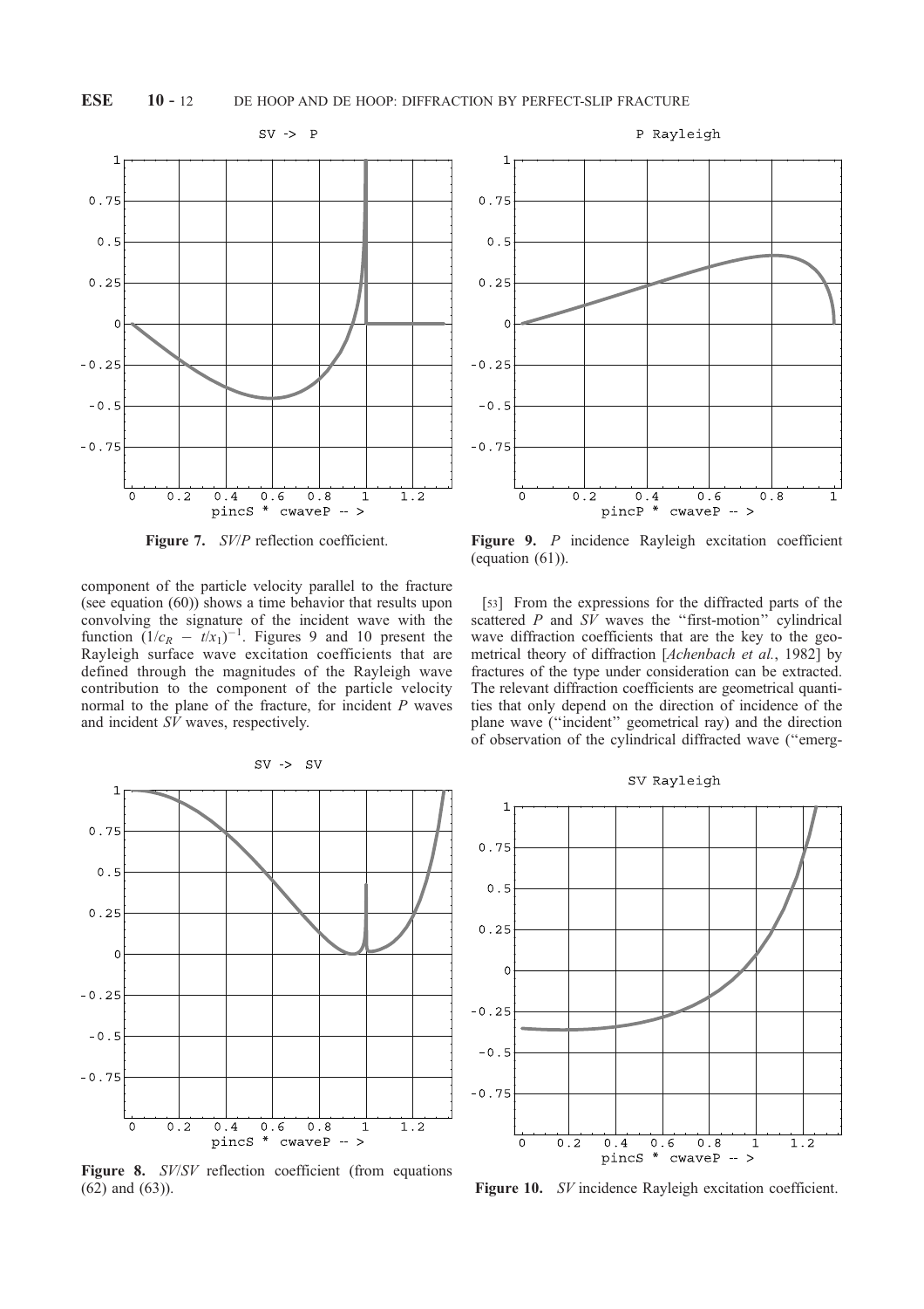Figure 7. *SV*/*P* reflection coefficient.

Figure 8. *SV*/*SV* reflection coefficient (from equations (62) and (63)).

component of the particle velocity parallel to the fracture (see equation (60)) shows a time behavior that results upon convolving the signature of the incident wave with the function $(1/c_R - t/x_1)^{-1}$. Figures 9 and 10 present the Rayleigh surface wave excitation coefficients that are defined through the magnitudes of the Rayleigh wave contribution to the component of the particle velocity normal to the plane of the fracture, for incident *P* waves and incident *SV* waves, respectively.

Figure 9. *P* incidence Rayleigh excitation coefficient (equation (61)).

Figure 10. *SV* incidence Rayleigh excitation coefficient.

[53] From the expressions for the diffracted parts of the scattered *P* and *SV* waves the "first-motion" cylindrical wave diffraction coefficients that are the key to the geometrical theory of diffraction [*Achenbach et al.*, 1982] by fractures of the type under consideration can be extracted. The relevant diffraction coefficients are geometrical quantities that only depend on the direction of incidence of the plane wave ("incident" geometrical ray) and the direction of observation of the cylindrical diffracted wave ("emerg-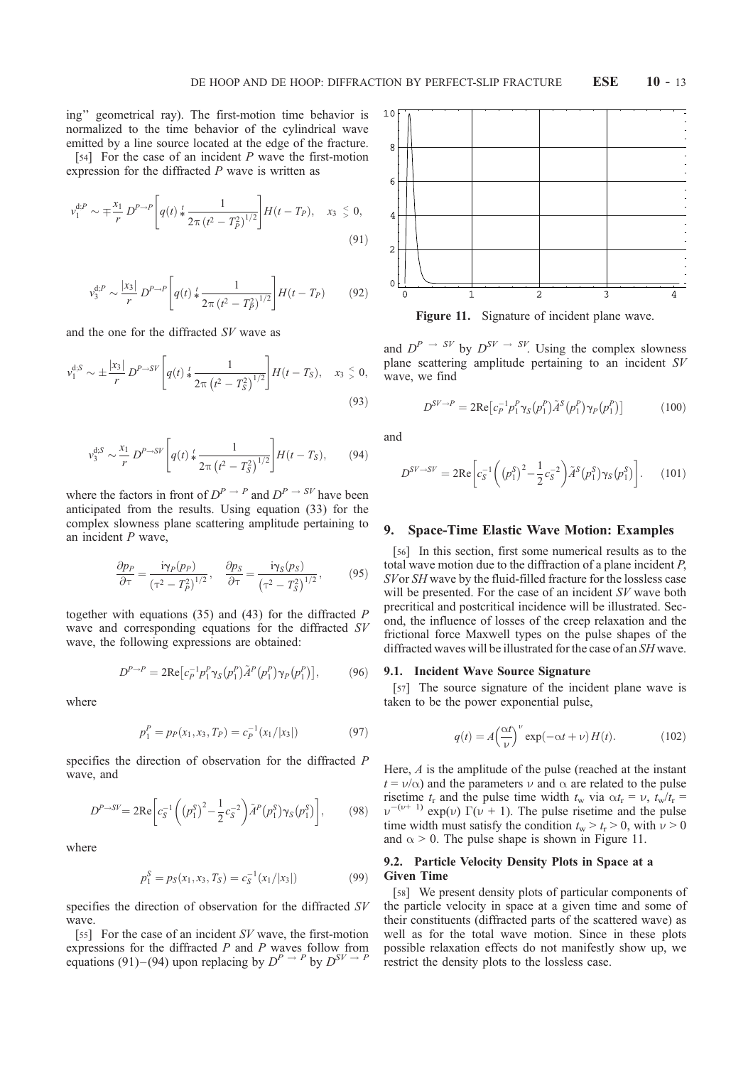ing" geometrical ray). The first-motion time behavior is normalized to the time behavior of the cylindrical wave emitted by a line source located at the edge of the fracture.

[54] For the case of an incident $P$ wave the first-motion expression for the diffracted $P$ wave is written as

$$v_1^{d;P} \sim \mp \frac{x_1}{r} D^{P\to P}\left[q(t) \overset{t}{*} \frac{1}{2\pi\left(t^2 - T_P^2\right)^{1/2}}\right] H(t - T_P), \quad x_3 \lessgtr 0, \tag{91}$$

$$v_3^{d;P} \sim \frac{|x_3|}{r} D^{P\to P}\left[q(t) \overset{t}{*} \frac{1}{2\pi\left(t^2 - T_P^2\right)^{1/2}}\right] H(t - T_P) \tag{92}$$

and the one for the diffracted $SV$ wave as

$$v_1^{d;S} \sim \pm \frac{|x_3|}{r} D^{P\to SV}\left[q(t) \overset{t}{*} \frac{1}{2\pi\left(t^2 - T_S^2\right)^{1/2}}\right] H(t - T_S), \quad x_3 \lessgtr 0, \tag{93}$$

$$v_3^{d;S} \sim \frac{x_1}{r} D^{P\to SV}\left[q(t) \overset{t}{*} \frac{1}{2\pi\left(t^2 - T_S^2\right)^{1/2}}\right] H(t - T_S), \tag{94}$$

where the factors in front of $D^{P\to P}$ and $D^{P\to SV}$ have been anticipated from the results. Using equation (33) for the complex slowness plane scattering amplitude pertaining to an incident $P$ wave,

$$\frac{\partial p_P}{\partial \tau} = \frac{i\gamma_P(p_P)}{\left(\tau^2 - T_P^2\right)^{1/2}}, \quad \frac{\partial p_S}{\partial \tau} = \frac{i\gamma_S(p_S)}{\left(\tau^2 - T_S^2\right)^{1/2}}, \tag{95}$$

together with equations (35) and (43) for the diffracted $P$ wave and corresponding equations for the diffracted $SV$ wave, the following expressions are obtained:

$$D^{P\to P} = 2\mathrm{Re}\left[c_P^{-1} p_1^P \gamma_S\left(p_1^P\right) \tilde{A}^P\left(p_1^P\right) \gamma_P\left(p_1^P\right)\right], \tag{96}$$

where

$$p_1^P = p_P(x_1, x_3, T_P) = c_P^{-1}(x_1/|x_3|) \tag{97}$$

specifies the direction of observation for the diffracted $P$ wave, and

$$D^{P\to SV} = 2\mathrm{Re}\left[c_S^{-1}\left(\left(p_1^S\right)^2 - \frac{1}{2}c_S^{-2}\right)\tilde{A}^P\left(p_1^S\right)\gamma_S\left(p_1^S\right)\right], \tag{98}$$

where

$$p_1^S = p_S(x_1, x_3, T_S) = c_S^{-1}(x_1/|x_3|) \tag{99}$$

specifies the direction of observation for the diffracted $SV$ wave.

[55] For the case of an incident $SV$ wave, the first-motion expressions for the diffracted $P$ and $P$ waves follow from equations (91)–(94) upon replacing by $D^{P\to P}$ by $D^{SV\to P}$ and $D^{P\to SV}$ by $D^{SV\to SV}$. Using the complex slowness plane scattering amplitude pertaining to an incident $SV$ wave, we find

$$D^{SV\to P} = 2\mathrm{Re}\left[c_P^{-1} p_1^P \gamma_S\left(p_1^P\right) \tilde{A}^S\left(p_1^P\right) \gamma_P\left(p_1^P\right)\right] \tag{100}$$

and

$$D^{SV\to SV} = 2\mathrm{Re}\left[c_S^{-1}\left(\left(p_1^S\right)^2 - \frac{1}{2}c_S^{-2}\right)\tilde{A}^S\left(p_1^S\right)\gamma_S\left(p_1^S\right)\right]. \tag{101}$$

Figure 11. Signature of incident plane wave.

## 9. Space-Time Elastic Wave Motion: Examples

[56] In this section, first some numerical results as to the total wave motion due to the diffraction of a plane incident $P$, $SV$ or $SH$ wave by the fluid-filled fracture for the lossless case will be presented. For the case of an incident $SV$ wave both precritical and postcritical incidence will be illustrated. Second, the influence of losses of the creep relaxation and the frictional force Maxwell types on the pulse shapes of the diffracted waves will be illustrated for the case of an $SH$ wave.

### 9.1. Incident Wave Source Signature

[57] The source signature of the incident plane wave is taken to be the power exponential pulse,

$$q(t) = A\left(\frac{\alpha t}{\nu}\right)^{\nu} \exp(-\alpha t + \nu) H(t). \tag{102}$$

Here, $A$ is the amplitude of the pulse (reached at the instant $t = \nu/\alpha$) and the parameters $\nu$ and $\alpha$ are related to the pulse risetime $t_r$ and the pulse time width $t_w$ via $\alpha t_r = \nu$, $t_w/t_r = \nu^{-(\nu+1)} \exp(\nu)\, \Gamma(\nu + 1)$. The pulse risetime and the pulse time width must satisfy the condition $t_w > t_r > 0$, with $\nu > 0$ and $\alpha > 0$. The pulse shape is shown in Figure 11.

### 9.2. Particle Velocity Density Plots in Space at a Given Time

[58] We present density plots of particular components of the particle velocity in space at a given time and some of their constituents (diffracted parts of the scattered wave) as well as for the total wave motion. Since in these plots possible relaxation effects do not manifestly show up, we restrict the density plots to the lossless case.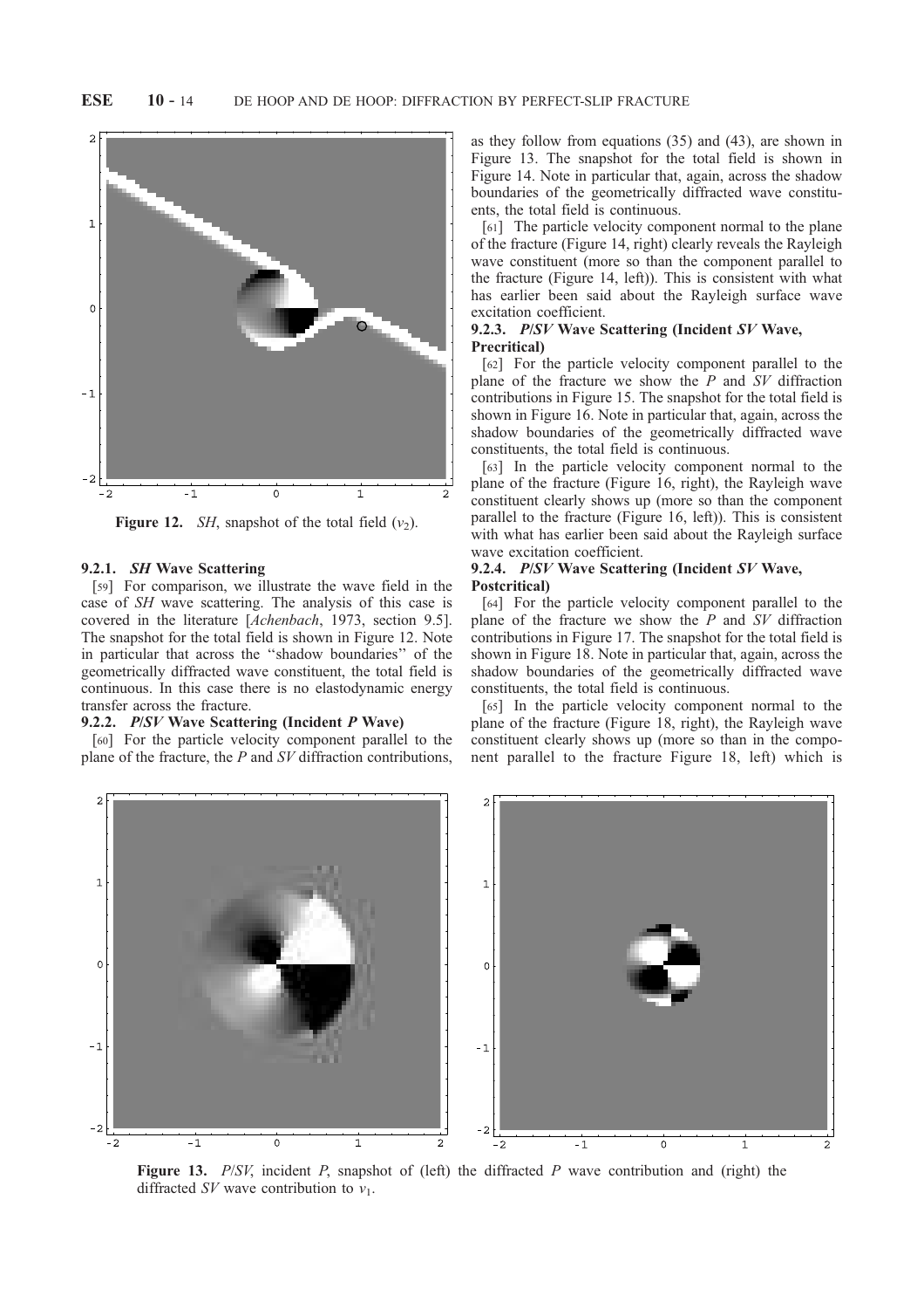**Figure 12.** *SH*, snapshot of the total field ($v_2$).

### 9.2.1. *SH* Wave Scattering

[59] For comparison, we illustrate the wave field in the case of *SH* wave scattering. The analysis of this case is covered in the literature [*Achenbach*, 1973, section 9.5]. The snapshot for the total field is shown in Figure 12. Note in particular that across the "shadow boundaries" of the geometrically diffracted wave constituent, the total field is continuous. In this case there is no elastodynamic energy transfer across the fracture.

### 9.2.2. *P*/*SV* Wave Scattering (Incident *P* Wave)

[60] For the particle velocity component parallel to the plane of the fracture, the *P* and *SV* diffraction contributions, as they follow from equations (35) and (43), are shown in Figure 13. The snapshot for the total field is shown in Figure 14. Note in particular that, again, across the shadow boundaries of the geometrically diffracted wave constituents, the total field is continuous.

[61] The particle velocity component normal to the plane of the fracture (Figure 14, right) clearly reveals the Rayleigh wave constituent (more so than the component parallel to the fracture (Figure 14, left)). This is consistent with what has earlier been said about the Rayleigh surface wave excitation coefficient.

### 9.2.3. *P*/*SV* Wave Scattering (Incident *SV* Wave, Precritical)

[62] For the particle velocity component parallel to the plane of the fracture we show the *P* and *SV* diffraction contributions in Figure 15. The snapshot for the total field is shown in Figure 16. Note in particular that, again, across the shadow boundaries of the geometrically diffracted wave constituents, the total field is continuous.

[63] In the particle velocity component normal to the plane of the fracture (Figure 16, right), the Rayleigh wave constituent clearly shows up (more so than the component parallel to the fracture (Figure 16, left)). This is consistent with what has earlier been said about the Rayleigh surface wave excitation coefficient.

### 9.2.4. *P*/*SV* Wave Scattering (Incident *SV* Wave, Postcritical)

[64] For the particle velocity component parallel to the plane of the fracture we show the *P* and *SV* diffraction contributions in Figure 17. The snapshot for the total field is shown in Figure 18. Note in particular that, again, across the shadow boundaries of the geometrically diffracted wave constituents, the total field is continuous.

[65] In the particle velocity component normal to the plane of the fracture (Figure 18, right), the Rayleigh wave constituent clearly shows up (more so than in the component parallel to the fracture Figure 18, left) which is

**Figure 13.** *P*/*SV*, incident *P*, snapshot of (left) the diffracted *P* wave contribution and (right) the diffracted *SV* wave contribution to $v_1$.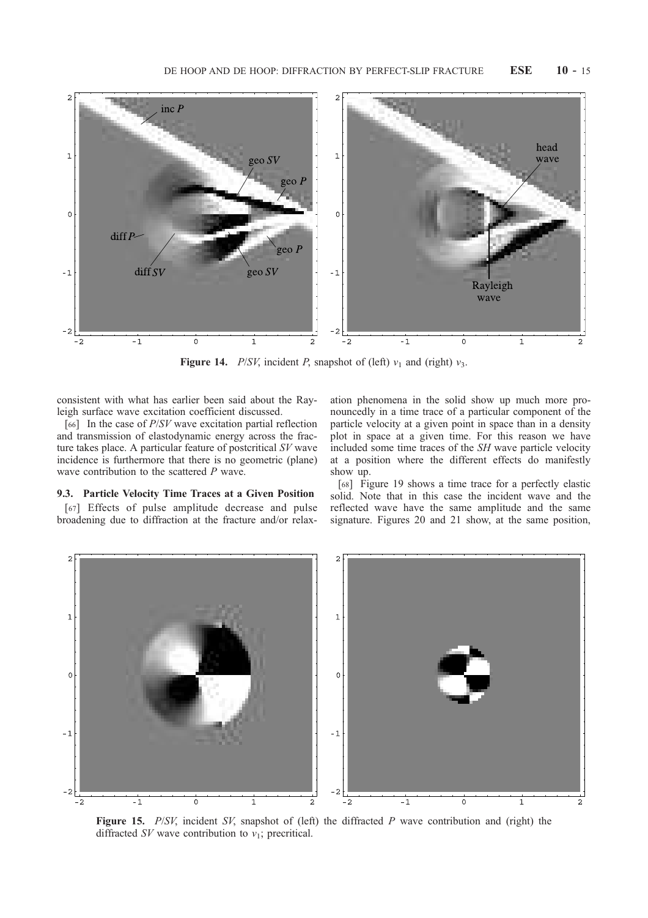**Figure 14.** *P*/*SV*, incident *P*, snapshot of (left) $v_1$ and (right) $v_3$.

consistent with what has earlier been said about the Rayleigh surface wave excitation coefficient discussed.

[66] In the case of *P*/*SV* wave excitation partial reflection and transmission of elastodynamic energy across the fracture takes place. A particular feature of postcritical *SV* wave incidence is furthermore that there is no geometric (plane) wave contribution to the scattered *P* wave.

### 9.3. Particle Velocity Time Traces at a Given Position

[67] Effects of pulse amplitude decrease and pulse broadening due to diffraction at the fracture and/or relaxation phenomena in the solid show up much more pronouncedly in a time trace of a particular component of the particle velocity at a given point in space than in a density plot in space at a given time. For this reason we have included some time traces of the *SH* wave particle velocity at a position where the different effects do manifestly show up.

[68] Figure 19 shows a time trace for a perfectly elastic solid. Note that in this case the incident wave and the reflected wave have the same amplitude and the same signature. Figures 20 and 21 show, at the same position,

**Figure 15.** *P*/*SV*, incident *SV*, snapshot of (left) the diffracted *P* wave contribution and (right) the diffracted *SV* wave contribution to $v_1$; precritical.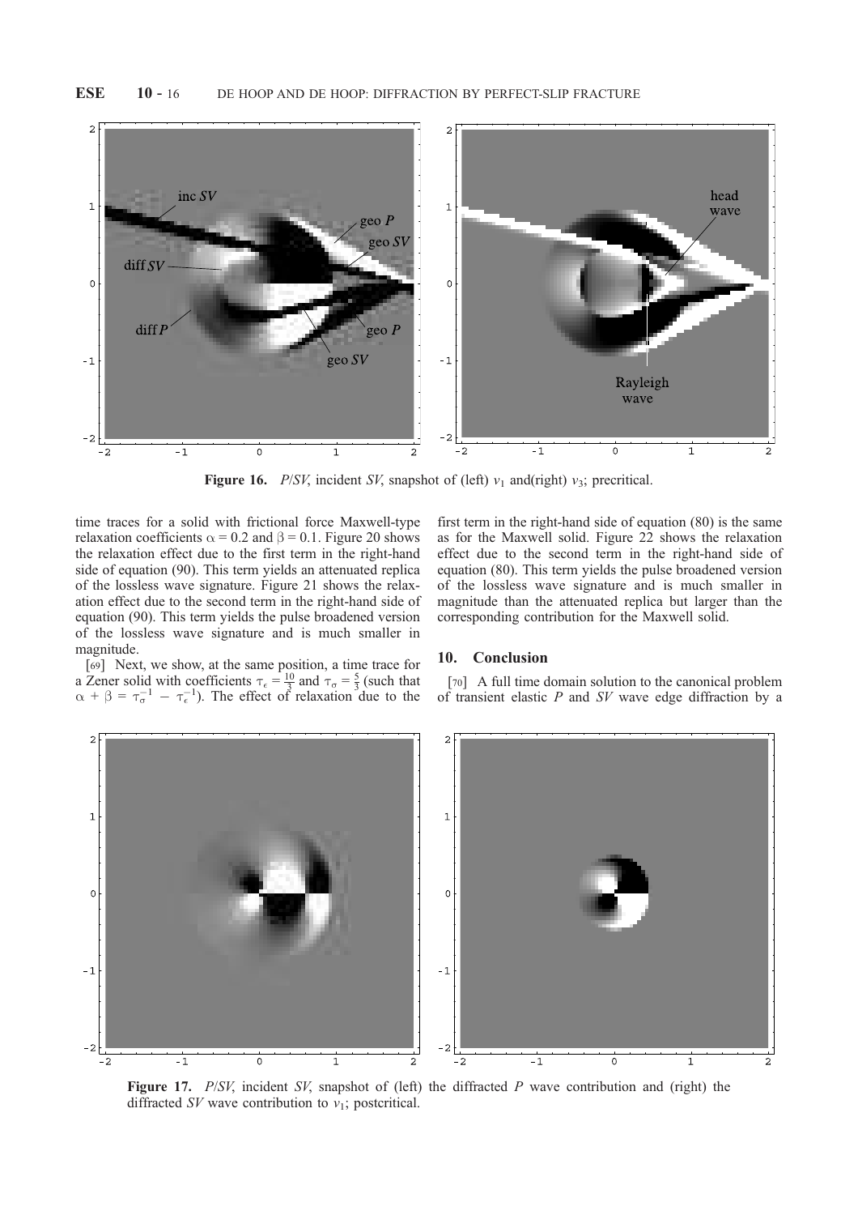**Figure 16.** *P*/*SV*, incident *SV*, snapshot of (left) $v_1$ and(right) $v_3$; precritical.

time traces for a solid with frictional force Maxwell-type relaxation coefficients $\alpha = 0.2$ and $\beta = 0.1$. Figure 20 shows the relaxation effect due to the first term in the right-hand side of equation (90). This term yields an attenuated replica of the lossless wave signature. Figure 21 shows the relaxation effect due to the second term in the right-hand side of equation (90). This term yields the pulse broadened version of the lossless wave signature and is much smaller in magnitude.

[69] Next, we show, at the same position, a time trace for a Zener solid with coefficients $\tau_\epsilon = \frac{10}{3}$ and $\tau_\sigma = \frac{5}{3}$ (such that $\alpha + \beta = \tau_\sigma^{-1} - \tau_\epsilon^{-1}$). The effect of relaxation due to the first term in the right-hand side of equation (80) is the same as for the Maxwell solid. Figure 22 shows the relaxation effect due to the second term in the right-hand side of equation (80). This term yields the pulse broadened version of the lossless wave signature and is much smaller in magnitude than the attenuated replica but larger than the corresponding contribution for the Maxwell solid.

## 10. Conclusion

[70] A full time domain solution to the canonical problem of transient elastic *P* and *SV* wave edge diffraction by a

**Figure 17.** *P*/*SV*, incident *SV*, snapshot of (left) the diffracted *P* wave contribution and (right) the diffracted *SV* wave contribution to $v_1$; postcritical.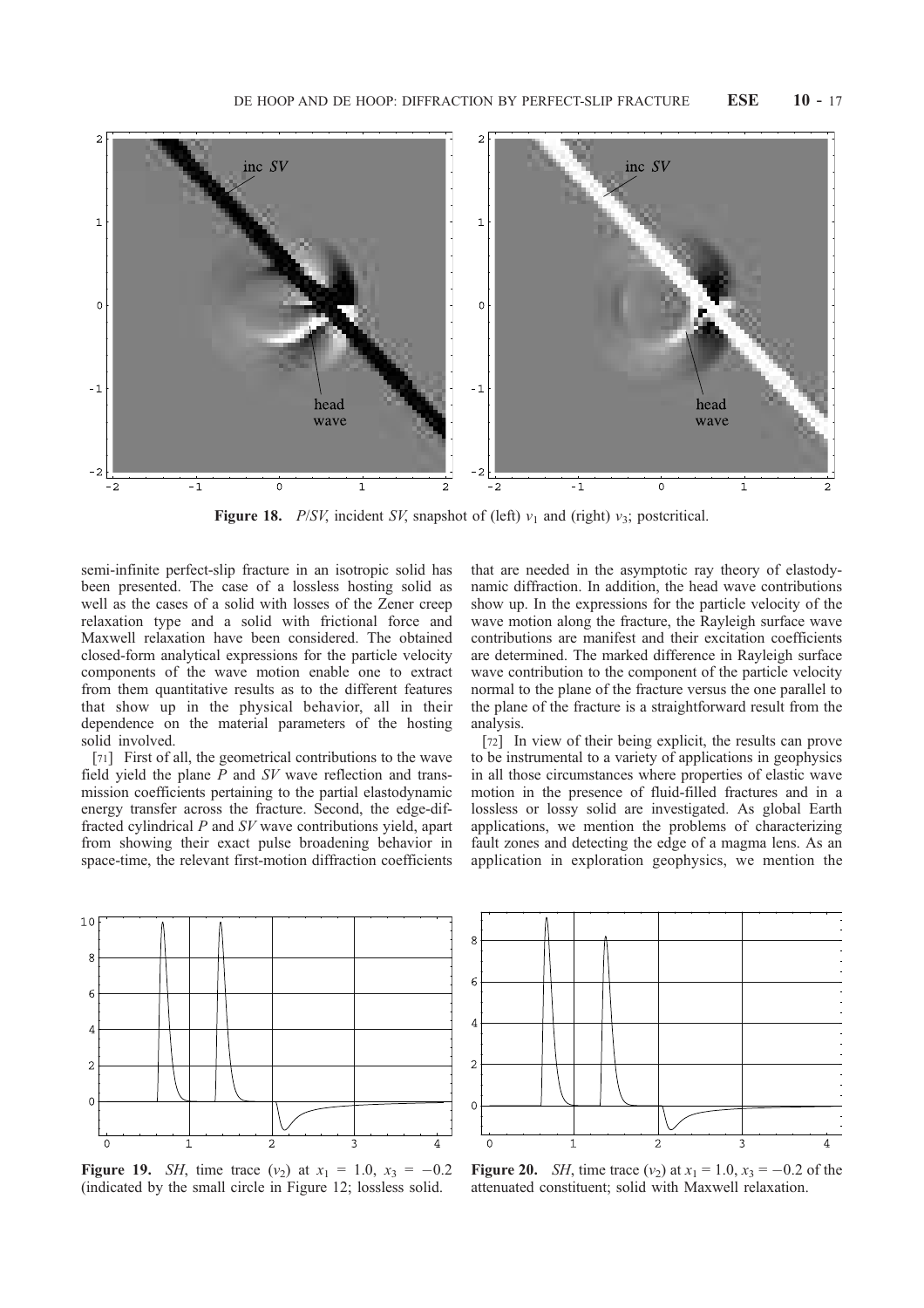Figure 18. *P*/*SV*, incident *SV*, snapshot of (left) $v_1$ and (right) $v_3$; postcritical.

semi-infinite perfect-slip fracture in an isotropic solid has been presented. The case of a lossless hosting solid as well as the cases of a solid with losses of the Zener creep relaxation type and a solid with frictional force and Maxwell relaxation have been considered. The obtained closed-form analytical expressions for the particle velocity components of the wave motion enable one to extract from them quantitative results as to the different features that show up in the physical behavior, all in their dependence on the material parameters of the hosting solid involved.

[71] First of all, the geometrical contributions to the wave field yield the plane *P* and *SV* wave reflection and transmission coefficients pertaining to the partial elastodynamic energy transfer across the fracture. Second, the edge-diffracted cylindrical *P* and *SV* wave contributions yield, apart from showing their exact pulse broadening behavior in space-time, the relevant first-motion diffraction coefficients that are needed in the asymptotic ray theory of elastodynamic diffraction. In addition, the head wave contributions show up. In the expressions for the particle velocity of the wave motion along the fracture, the Rayleigh surface wave contributions are manifest and their excitation coefficients are determined. The marked difference in Rayleigh surface wave contribution to the component of the particle velocity normal to the plane of the fracture versus the one parallel to the plane of the fracture is a straightforward result from the analysis.

[72] In view of their being explicit, the results can prove to be instrumental to a variety of applications in geophysics in all those circumstances where properties of elastic wave motion in the presence of fluid-filled fractures and in a lossless or lossy solid are investigated. As global Earth applications, we mention the problems of characterizing fault zones and detecting the edge of a magma lens. As an application in exploration geophysics, we mention the

Figure 19. *SH*, time trace ($v_2$) at $x_1 = 1.0$, $x_3 = -0.2$ (indicated by the small circle in Figure 12; lossless solid.

Figure 20. *SH*, time trace ($v_2$) at $x_1 = 1.0$, $x_3 = -0.2$ of the attenuated constituent; solid with Maxwell relaxation.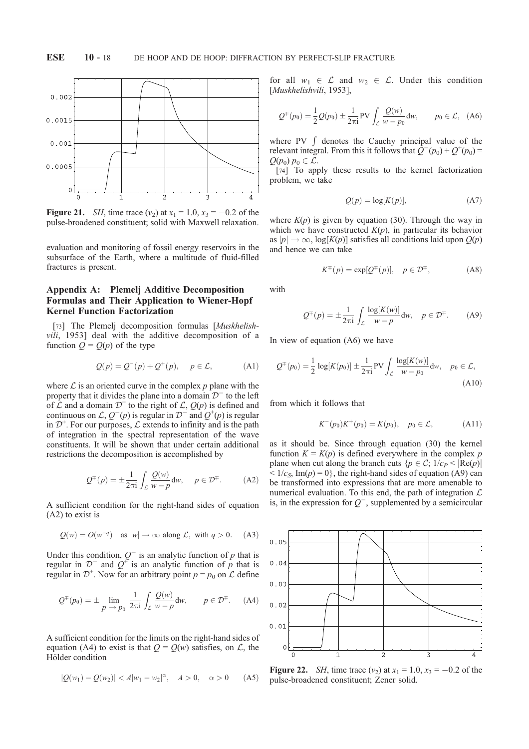**Figure 21.** *SH*, time trace ($v_2$) at $x_1 = 1.0$, $x_3 = -0.2$ of the pulse-broadened constituent; solid with Maxwell relaxation.

evaluation and monitoring of fossil energy reservoirs in the subsurface of the Earth, where a multitude of fluid-filled fractures is present.

## Appendix A: Plemelj Additive Decomposition Formulas and Their Application to Wiener-Hopf Kernel Function Factorization

[73] The Plemelj decomposition formulas [*Muskhelishvili*, 1953] deal with the additive decomposition of a function $Q = Q(p)$ of the type

$$Q(p) = Q^-(p) + Q^+(p), \quad p \in \mathcal{L}, \tag{A1}$$

where $\mathcal{L}$ is an oriented curve in the complex $p$ plane with the property that it divides the plane into a domain $\mathcal{D}^-$ to the left of $\mathcal{L}$ and a domain $\mathcal{D}^+$ to the right of $\mathcal{L}$, $Q(p)$ is defined and continuous on $\mathcal{L}$, $Q^-(p)$ is regular in $\mathcal{D}^-$ and $Q^+(p)$ is regular in $\mathcal{D}^+$. For our purposes, $\mathcal{L}$ extends to infinity and is the path of integration in the spectral representation of the wave constituents. It will be shown that under certain additional restrictions the decomposition is accomplished by

$$Q^{\mp}(p) = \pm \frac{1}{2\pi i} \int_{\mathcal{L}} \frac{Q(w)}{w - p} dw, \quad p \in \mathcal{D}^{\mp}. \tag{A2}$$

A sufficient condition for the right-hand sides of equation (A2) to exist is

$$Q(w) = O(w^{-q}) \quad \text{as } |w| \to \infty \text{ along } \mathcal{L}, \text{ with } q > 0. \tag{A3}$$

Under this condition, $Q^-$ is an analytic function of $p$ that is regular in $\mathcal{D}^-$ and $Q^+$ is an analytic function of $p$ that is regular in $\mathcal{D}^+$. Now for an arbitrary point $p = p_0$ on $\mathcal{L}$ define

$$Q^{\mp}(p_0) = \pm \lim_{p \to p_0} \frac{1}{2\pi i} \int_{\mathcal{L}} \frac{Q(w)}{w - p} dw, \quad p \in \mathcal{D}^{\mp}. \tag{A4}$$

A sufficient condition for the limits on the right-hand sides of equation (A4) to exist is that $Q = Q(w)$ satisfies, on $\mathcal{L}$, the Hölder condition

$$|Q(w_1) - Q(w_2)| < A|w_1 - w_2|^{\alpha}, \quad A > 0, \quad \alpha > 0 \tag{A5}$$

for all $w_1 \in \mathcal{L}$ and $w_2 \in \mathcal{L}$. Under this condition [*Muskhelishvili*, 1953],

$$Q^{\mp}(p_0) = \frac{1}{2} Q(p_0) \pm \frac{1}{2\pi i} \text{PV} \int_{\mathcal{L}} \frac{Q(w)}{w - p_0} dw, \quad p_0 \in \mathcal{L}, \tag{A6}$$

where PV $\int$ denotes the Cauchy principal value of the relevant integral. From this it follows that $Q^-(p_0) + Q^+(p_0) = Q(p_0)$ $p_0 \in \mathcal{L}$.

[74] To apply these results to the kernel factorization problem, we take

$$Q(p) = \log[K(p)], \tag{A7}$$

where $K(p)$ is given by equation (30). Through the way in which we have constructed $K(p)$, in particular its behavior as $|p| \to \infty$, $\log[K(p)]$ satisfies all conditions laid upon $Q(p)$ and hence we can take

$$K^{\mp}(p) = \exp[Q^{\mp}(p)], \quad p \in \mathcal{D}^{\mp}, \tag{A8}$$

with

$$Q^{\mp}(p) = \pm \frac{1}{2\pi i} \int_{\mathcal{L}} \frac{\log[K(w)]}{w - p} dw, \quad p \in \mathcal{D}^{\mp}. \tag{A9}$$

In view of equation (A6) we have

$$Q^{\mp}(p_0) = \frac{1}{2} \log[K(p_0)] \pm \frac{1}{2\pi i} \text{PV} \int_{\mathcal{L}} \frac{\log[K(w)]}{w - p_0} dw, \quad p_0 \in \mathcal{L}, \tag{A10}$$

from which it follows that

$$K^-(p_0) K^+(p_0) = K(p_0), \quad p_0 \in \mathcal{L}, \tag{A11}$$

as it should be. Since through equation (30) the kernel function $K = K(p)$ is defined everywhere in the complex $p$ plane when cut along the branch cuts $\{p \in \mathcal{C}; 1/c_P < |\text{Re}(p)| < 1/c_S, \text{Im}(p) = 0\}$, the right-hand sides of equation (A9) can be transformed into expressions that are more amenable to numerical evaluation. To this end, the path of integration $\mathcal{L}$ is, in the expression for $Q^-$, supplemented by a semicircular

**Figure 22.** *SH*, time trace ($v_2$) at $x_1 = 1.0$, $x_3 = -0.2$ of the pulse-broadened constituent; Zener solid.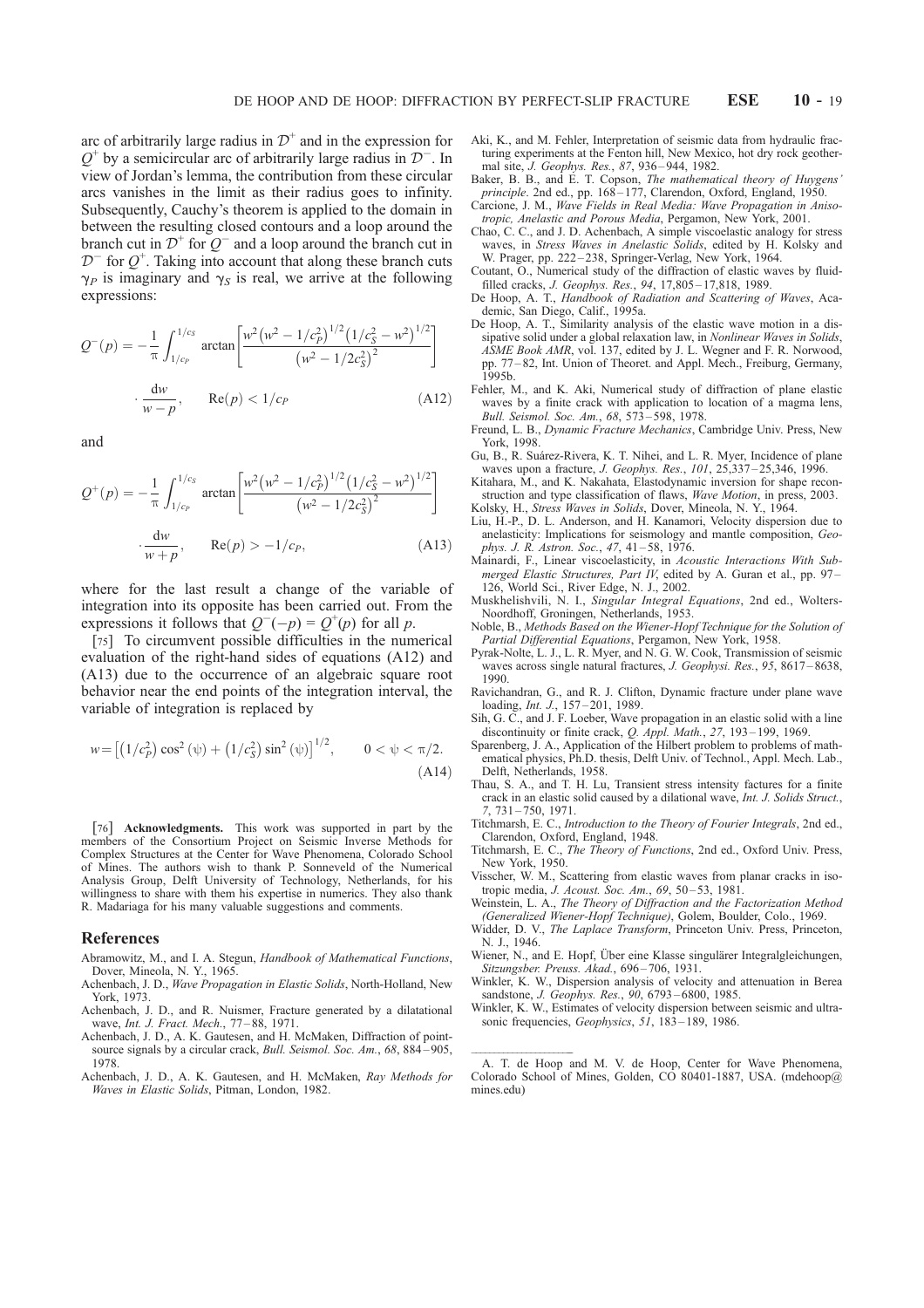arc of arbitrarily large radius in $\mathcal{D}^+$ and in the expression for $Q^+$ by a semicircular arc of arbitrarily large radius in $\mathcal{D}^-$. In view of Jordan's lemma, the contribution from these circular arcs vanishes in the limit as their radius goes to infinity. Subsequently, Cauchy's theorem is applied to the domain in between the resulting closed contours and a loop around the branch cut in $\mathcal{D}^+$ for $Q^-$ and a loop around the branch cut in $\mathcal{D}^-$ for $Q^+$. Taking into account that along these branch cuts $\gamma_P$ is imaginary and $\gamma_S$ is real, we arrive at the following expressions:

$$Q^-(p) = -\frac{1}{\pi}\int_{1/c_P}^{1/c_S} \arctan\left[\frac{w^2\left(w^2 - 1/c_P^2\right)^{1/2}\left(1/c_S^2 - w^2\right)^{1/2}}{\left(w^2 - 1/2c_S^2\right)^2}\right] \cdot \frac{\mathrm{d}w}{w - p}, \qquad \mathrm{Re}(p) < 1/c_P \tag{A12}$$

and

$$Q^+(p) = -\frac{1}{\pi}\int_{1/c_P}^{1/c_S} \arctan\left[\frac{w^2\left(w^2 - 1/c_P^2\right)^{1/2}\left(1/c_S^2 - w^2\right)^{1/2}}{\left(w^2 - 1/2c_S^2\right)^2}\right] \cdot \frac{\mathrm{d}w}{w + p}, \qquad \mathrm{Re}(p) > -1/c_P, \tag{A13}$$

where for the last result a change of the variable of integration into its opposite has been carried out. From the expressions it follows that $Q^-(-p) = Q^+(p)$ for all $p$.

[75] To circumvent possible difficulties in the numerical evaluation of the right-hand sides of equations (A12) and (A13) due to the occurrence of an algebraic square root behavior near the end points of the integration interval, the variable of integration is replaced by

$$w = \left[\left(1/c_P^2\right)\cos^2(\psi) + \left(1/c_S^2\right)\sin^2(\psi)\right]^{1/2}, \qquad 0 < \psi < \pi/2. \tag{A14}$$

[76] **Acknowledgments.** This work was supported in part by the members of the Consortium Project on Seismic Inverse Methods for Complex Structures at the Center for Wave Phenomena, Colorado School of Mines. The authors wish to thank P. Sonneveld of the Numerical Analysis Group, Delft University of Technology, Netherlands, for his willingness to share with them his expertise in numerics. They also thank R. Madariaga for his many valuable suggestions and comments.

## References

Abramowitz, M., and I. A. Stegun, *Handbook of Mathematical Functions*, Dover, Mineola, N. Y., 1965.

Achenbach, J. D., *Wave Propagation in Elastic Solids*, North-Holland, New York, 1973.

Achenbach, J. D., and R. Nuismer, Fracture generated by a dilatational wave, *Int. J. Fract. Mech.*, 77–88, 1971.

Achenbach, J. D., A. K. Gautesen, and H. McMaken, Diffraction of point-source signals by a circular crack, *Bull. Seismol. Soc. Am.*, *68*, 884–905, 1978.

Achenbach, J. D., A. K. Gautesen, and H. McMaken, *Ray Methods for Waves in Elastic Solids*, Pitman, London, 1982.

Aki, K., and M. Fehler, Interpretation of seismic data from hydraulic fracturing experiments at the Fenton hill, New Mexico, hot dry rock geothermal site, *J. Geophys. Res.*, *87*, 936–944, 1982.

Baker, B. B., and E. T. Copson, *The mathematical theory of Huygens' principle*. 2nd ed., pp. 168–177, Clarendon, Oxford, England, 1950.

Carcione, J. M., *Wave Fields in Real Media: Wave Propagation in Anisotropic, Anelastic and Porous Media*, Pergamon, New York, 2001.

Chao, C. C., and J. D. Achenbach, A simple viscoelastic analogy for stress waves, in *Stress Waves in Anelastic Solids*, edited by H. Kolsky and W. Prager, pp. 222–238, Springer-Verlag, New York, 1964.

Coutant, O., Numerical study of the diffraction of elastic waves by fluid-filled cracks, *J. Geophys. Res.*, *94*, 17,805–17,818, 1989.

De Hoop, A. T., *Handbook of Radiation and Scattering of Waves*, Academic, San Diego, Calif., 1995a.

De Hoop, A. T., Similarity analysis of the elastic wave motion in a dissipative solid under a global relaxation law, in *Nonlinear Waves in Solids*, *ASME Book AMR*, vol. 137, edited by J. L. Wegner and F. R. Norwood, pp. 77–82, Int. Union of Theoret. and Appl. Mech., Freiburg, Germany, 1995b.

Fehler, M., and K. Aki, Numerical study of diffraction of plane elastic waves by a finite crack with application to location of a magma lens, *Bull. Seismol. Soc. Am.*, *68*, 573–598, 1978.

Freund, L. B., *Dynamic Fracture Mechanics*, Cambridge Univ. Press, New York, 1998.

Gu, B., R. Suárez-Rivera, K. T. Nihei, and L. R. Myer, Incidence of plane waves upon a fracture, *J. Geophys. Res.*, *101*, 25,337–25,346, 1996.

Kitahara, M., and K. Nakahata, Elastodynamic inversion for shape reconstruction and type classification of flaws, *Wave Motion*, in press, 2003.

Kolsky, H., *Stress Waves in Solids*, Dover, Mineola, N. Y., 1964.

Liu, H.-P., D. L. Anderson, and H. Kanamori, Velocity dispersion due to anelasticity: Implications for seismology and mantle composition, *Geophys. J. R. Astron. Soc.*, *47*, 41–58, 1976.

Mainardi, F., Linear viscoelasticity, in *Acoustic Interactions With Submerged Elastic Structures, Part IV*, edited by A. Guran et al., pp. 97–126, World Sci., River Edge, N. J., 2002.

Muskhelishvili, N. I., *Singular Integral Equations*, 2nd ed., Wolters-Noordhoff, Groningen, Netherlands, 1953.

Noble, B., *Methods Based on the Wiener-Hopf Technique for the Solution of Partial Differential Equations*, Pergamon, New York, 1958.

Pyrak-Nolte, L. J., L. R. Myer, and N. G. W. Cook, Transmission of seismic waves across single natural fractures, *J. Geophysi. Res.*, *95*, 8617–8638, 1990.

Ravichandran, G., and R. J. Clifton, Dynamic fracture under plane wave loading, *Int. J.*, 157–201, 1989.

Sih, G. C., and J. F. Loeber, Wave propagation in an elastic solid with a line discontinuity or finite crack, *Q. Appl. Math.*, *27*, 193–199, 1969.

Sparenberg, J. A., Application of the Hilbert problem to problems of mathematical physics, Ph.D. thesis, Delft Univ. of Technol., Appl. Mech. Lab., Delft, Netherlands, 1958.

Thau, S. A., and T. H. Lu, Transient stress intensity factors for a finite crack in an elastic solid caused by a dilatational wave, *Int. J. Solids Struct.*, *7*, 731–750, 1971.

Titchmarsh, E. C., *Introduction to the Theory of Fourier Integrals*, 2nd ed., Clarendon, Oxford, England, 1948.

Titchmarsh, E. C., *The Theory of Functions*, 2nd ed., Oxford Univ. Press, New York, 1950.

Visscher, W. M., Scattering from elastic waves from planar cracks in isotropic media, *J. Acoust. Soc. Am.*, *69*, 50–53, 1981.

Weinstein, L. A., *The Theory of Diffraction and the Factorization Method (Generalized Wiener-Hopf Technique)*, Golem, Boulder, Colo., 1969.

Widder, D. V., *The Laplace Transform*, Princeton Univ. Press, Princeton, N. J., 1946.

Wiener, N., and E. Hopf, Über eine Klasse singulärer Integralgleichungen, *Sitzungsber. Preuss. Akad.*, 696–706, 1931.

Winkler, K. W., Dispersion analysis of velocity and attenuation in Berea sandstone, *J. Geophys. Res.*, *90*, 6793–6800, 1985.

Winkler, K. W., Estimates of velocity dispersion between seismic and ultrasonic frequencies, *Geophysics*, *51*, 183–189, 1986.

---

A. T. de Hoop and M. V. de Hoop, Center for Wave Phenomena, Colorado School of Mines, Golden, CO 80401-1887, USA. (mdehoop@mines.edu)